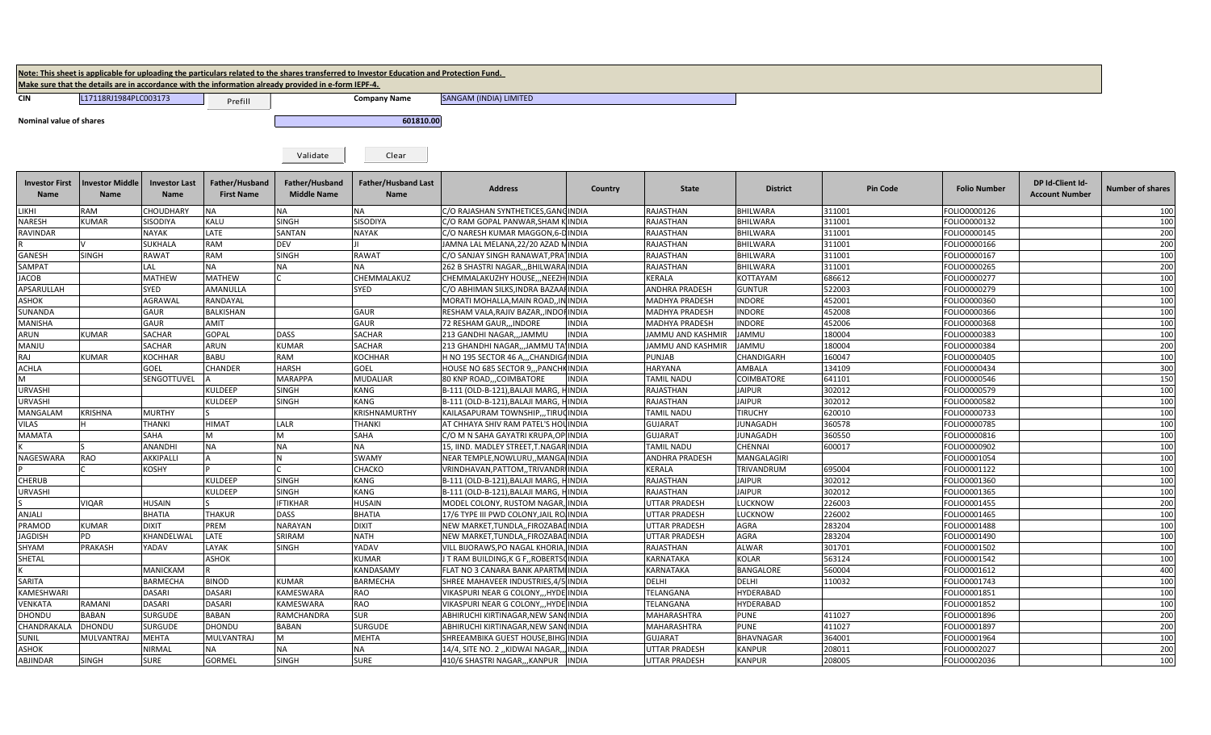**Note: This sheet is applicable for uploading the particulars related to the shares transferred to Investor Education and Protection Fund.**
**Make sure that the details are in accordance with the information already provided in e-form IEPF-4.**

CIN L17118RJ1984PLC003173 Prefill Company Name SANGAM (INDIA) LIMITED

Nominal value of shares 601810.00

Validate Clear

| Investor First Name | Investor Middle Name | Investor Last Name | Father/Husband First Name | Father/Husband Middle Name | Father/Husband Last Name | Address | Country | State | District | Pin Code | Folio Number | DP Id-Client Id-Account Number | Number of shares |
|---|---|---|---|---|---|---|---|---|---|---|---|---|---|
| LIKHI | RAM | CHOUDHARY | NA | NA | NA | C/O RAJASHAN SYNTHETICES,GANG | INDIA | RAJASTHAN | BHILWARA | 311001 | FOLIO0000126 | | 100 |
| NARESH | KUMAR | SISODIYA | KALU | SINGH | SISODIYA | C/O RAM GOPAL PANWAR,SHAM K | INDIA | RAJASTHAN | BHILWARA | 311001 | FOLIO0000132 | | 100 |
| RAVINDAR | | NAYAK | LATE | SANTAN | NAYAK | C/O NARESH KUMAR MAGGON,6-D | INDIA | RAJASTHAN | BHILWARA | 311001 | FOLIO0000145 | | 200 |
| R | V | SUKHALA | RAM | DEV | JI | JAMNA LAL MELANA,22/20 AZAD M | INDIA | RAJASTHAN | BHILWARA | 311001 | FOLIO0000166 | | 200 |
| GANESH | SINGH | RAWAT | RAM | SINGH | RAWAT | C/O SANJAY SINGH RANAWAT,PRA | INDIA | RAJASTHAN | BHILWARA | 311001 | FOLIO0000167 | | 100 |
| SAMPAT | | LAL | NA | NA | NA | 262 B SHASTRI NAGAR,,,BHILWARA | INDIA | RAJASTHAN | BHILWARA | 311001 | FOLIO0000265 | | 200 |
| JACOB | | MATHEW | MATHEW | C | CHEMMALAKUZ | CHEMMALAKUZHY HOUSE,,,NEEZH | INDIA | KERALA | KOTTAYAM | 686612 | FOLIO0000277 | | 100 |
| APSARULLAH | | SYED | AMANULLA | | SYED | C/O ABHIMAN SILKS,INDRA BAZAAR | INDIA | ANDHRA PRADESH | GUNTUR | 522003 | FOLIO0000279 | | 100 |
| ASHOK | | AGRAWAL | RANDAYAL | | | MORATI MOHALLA,MAIN ROAD,,IN | INDIA | MADHYA PRADESH | INDORE | 452001 | FOLIO0000360 | | 100 |
| SUNANDA | | GAUR | BALKISHAN | | GAUR | RESHAM VALA,RAJIV BAZAR,,INDOR | INDIA | MADHYA PRADESH | INDORE | 452008 | FOLIO0000366 | | 100 |
| MANISHA | | GAUR | AMIT | | GAUR | 72 RESHAM GAUR,,,INDORE | INDIA | MADHYA PRADESH | INDORE | 452006 | FOLIO0000368 | | 100 |
| ARUN | KUMAR | SACHAR | GOPAL | DASS | SACHAR | 213 GANDHI NAGAR,,,JAMMU | INDIA | JAMMU AND KASHMIR | JAMMU | 180004 | FOLIO0000383 | | 100 |
| MANJU | | SACHAR | ARUN | KUMAR | SACHAR | 213 GHANDHI NAGAR,,,JAMMU TA | INDIA | JAMMU AND KASHMIR | JAMMU | 180004 | FOLIO0000384 | | 200 |
| RAJ | KUMAR | KOCHHAR | BABU | RAM | KOCHHAR | H NO 195 SECTOR 46 A,,,CHANDIGA | INDIA | PUNJAB | CHANDIGARH | 160047 | FOLIO0000405 | | 100 |
| ACHLA | | GOEL | CHANDER | HARSH | GOEL | HOUSE NO 685 SECTOR 9,,,PANCHK | INDIA | HARYANA | AMBALA | 134109 | FOLIO0000434 | | 300 |
| M | | SENGOTTUVEL | A | MARAPPA | MUDALIAR | 80 KNP ROAD,,,COIMBATORE | INDIA | TAMIL NADU | COIMBATORE | 641101 | FOLIO0000546 | | 150 |
| URVASHI | | | KULDEEP | SINGH | KANG | B-111 (OLD-B-121),BALAJI MARG, H | INDIA | RAJASTHAN | JAIPUR | 302012 | FOLIO0000579 | | 100 |
| URVASHI | | | KULDEEP | SINGH | KANG | B-111 (OLD-B-121),BALAJI MARG, H | INDIA | RAJASTHAN | JAIPUR | 302012 | FOLIO0000582 | | 100 |
| MANGALAM | KRISHNA | MURTHY | S | | KRISHNAMURTHY | KAILASAPURAM TOWNSHIP,,,TIRUC | INDIA | TAMIL NADU | TIRUCHY | 620010 | FOLIO0000733 | | 100 |
| VILAS | H | THANKI | HIMAT | LALR | THANKI | AT CHHAYA SHIV RAM PATEL'S HOL | INDIA | GUJARAT | JUNAGADH | 360578 | FOLIO0000785 | | 100 |
| MAMATA | | SAHA | M | M | SAHA | C/O M N SAHA GAYATRI KRUPA,OP | INDIA | GUJARAT | JUNAGADH | 360550 | FOLIO0000816 | | 100 |
| K | S | ANANDHI | NA | NA | NA | 15, IIND. MADLEY STREET,T.NAGAR | INDIA | TAMIL NADU | CHENNAI | 600017 | FOLIO0000902 | | 100 |
| NAGESWARA | RAO | AKKIPALLI | A | N | SWAMY | NEAR TEMPLE,NOWLURU,,MANGA | INDIA | ANDHRA PRADESH | MANGALAGIRI | | FOLIO0001054 | | 100 |
| P | C | KOSHY | P | C | CHACKO | VRINDHAVAN,PATTOM,,TRIVANDR | INDIA | KERALA | TRIVANDRUM | 695004 | FOLIO0001122 | | 100 |
| CHERUB | | | KULDEEP | SINGH | KANG | B-111 (OLD-B-121),BALAJI MARG, H | INDIA | RAJASTHAN | JAIPUR | 302012 | FOLIO0001360 | | 100 |
| URVASHI | | | KULDEEP | SINGH | KANG | B-111 (OLD-B-121),BALAJI MARG, H | INDIA | RAJASTHAN | JAIPUR | 302012 | FOLIO0001365 | | 100 |
| S | VIQAR | HUSAIN | S | IFTIKHAR | HUSAIN | MODEL COLONY, RUSTOM NAGAR, | INDIA | UTTAR PRADESH | LUCKNOW | 226003 | FOLIO0001455 | | 200 |
| ANJALI | | BHATIA | THAKUR | DASS | BHATIA | 17/6 TYPE III PWD COLONY,JAIL RO | INDIA | UTTAR PRADESH | LUCKNOW | 226002 | FOLIO0001465 | | 100 |
| PRAMOD | KUMAR | DIXIT | PREM | NARAYAN | DIXIT | NEW MARKET,TUNDLA,,FIROZABAD | INDIA | UTTAR PRADESH | AGRA | 283204 | FOLIO0001488 | | 100 |
| JAGDISH | PD | KHANDELWAL | LATE | SRIRAM | NATH | NEW MARKET,TUNDLA,,FIROZABAD | INDIA | UTTAR PRADESH | AGRA | 283204 | FOLIO0001490 | | 100 |
| SHYAM | PRAKASH | YADAV | LAYAK | SINGH | YADAV | VILL BIJORAWS,PO NAGAL KHORIA, | INDIA | RAJASTHAN | ALWAR | 301701 | FOLIO0001502 | | 100 |
| SHETAL | | | ASHOK | | KUMAR | J T RAM BUILDING,K G F,,ROBERTS | INDIA | KARNATAKA | KOLAR | 563124 | FOLIO0001542 | | 100 |
| K | | MANICKAM | R | | KANDASAMY | FLAT NO 3 CANARA BANK APARTM | INDIA | KARNATAKA | BANGALORE | 560004 | FOLIO0001612 | | 400 |
| SARITA | | BARMECHA | BINOD | KUMAR | BARMECHA | SHREE MAHAVEER INDUSTRIES,4/5 | INDIA | DELHI | DELHI | 110032 | FOLIO0001743 | | 100 |
| KAMESHWARI | | DASARI | DASARI | KAMESWARA | RAO | VIKASPURI NEAR G COLONY,,,HYDE | INDIA | TELANGANA | HYDERABAD | | FOLIO0001851 | | 100 |
| VENKATA | RAMANI | DASARI | DASARI | KAMESWARA | RAO | VIKASPURI NEAR G COLONY,,,HYDE | INDIA | TELANGANA | HYDERABAD | | FOLIO0001852 | | 100 |
| DHONDU | BABAN | SURGUDE | BABAN | RAMCHANDRA | SUR | ABHIRUCHI KIRTINAGAR,NEW SANG | INDIA | MAHARASHTRA | PUNE | 411027 | FOLIO0001896 | | 200 |
| CHANDRAKALA | DHONDU | SURGUDE | DHONDU | BABAN | SURGUDE | ABHIRUCHI KIRTINAGAR,NEW SANG | INDIA | MAHARASHTRA | PUNE | 411027 | FOLIO0001897 | | 200 |
| SUNIL | MULVANTRAJ | MEHTA | MULVANTRAJ | M | MEHTA | SHREEAMBIKA GUEST HOUSE,BIHG | INDIA | GUJARAT | BHAVNAGAR | 364001 | FOLIO0001964 | | 100 |
| ASHOK | | NIRMAL | NA | NA | NA | 14/4, SITE NO. 2 ,,KIDWAI NAGAR,, | INDIA | UTTAR PRADESH | KANPUR | 208011 | FOLIO0002027 | | 200 |
| ABJINDAR | SINGH | SURE | GORMEL | SINGH | SURE | 410/6 SHASTRI NAGAR,,,KANPUR | INDIA | UTTAR PRADESH | KANPUR | 208005 | FOLIO0002036 | | 100 |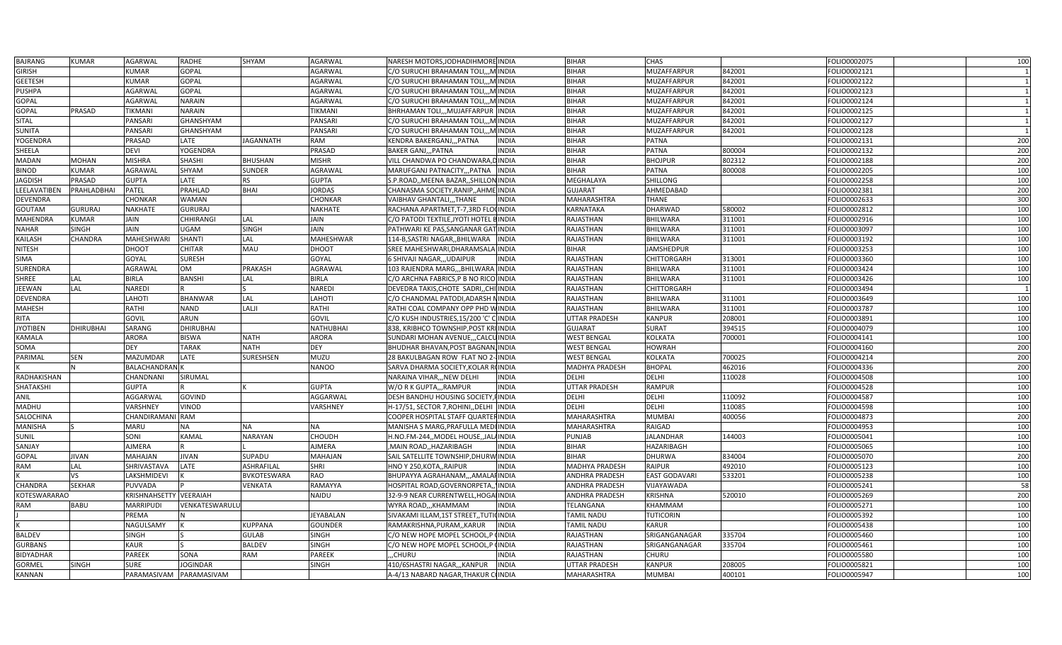| BAJRANG | KUMAR | AGARWAL | RADHE | SHYAM | AGARWAL | NARESH MOTORS,JODHADIHMORE | INDIA | BIHAR | CHAS | | FOLIO0002075 | | 100 |
|---|---|---|---|---|---|---|---|---|---|---|---|---|---|
| GIRISH | | KUMAR | GOPAL | | AGARWAL | C/O SURUCHI BRAHAMAN TOLI,,,M | INDIA | BIHAR | MUZAFFARPUR | 842001 | FOLIO0002121 | | 1 |
| GEETESH | | KUMAR | GOPAL | | AGARWAL | C/O SURUCHI BRAHAMAN TOLI,,,M | INDIA | BIHAR | MUZAFFARPUR | 842001 | FOLIO0002122 | | 1 |
| PUSHPA | | AGARWAL | GOPAL | | AGARWAL | C/O SURUCHI BRAHAMAN TOLI,,,M | INDIA | BIHAR | MUZAFFARPUR | 842001 | FOLIO0002123 | | 1 |
| GOPAL | | AGARWAL | NARAIN | | AGARWAL | C/O SURUCHI BRAHAMAN TOLI,,,M | INDIA | BIHAR | MUZAFFARPUR | 842001 | FOLIO0002124 | | 1 |
| GOPAL | PRASAD | TIKMANI | NARAIN | | TIKMANI | BHRHAMAN TOLI,,,MUJAFFARPUR | INDIA | BIHAR | MUZAFFARPUR | 842001 | FOLIO0002125 | | 1 |
| SITAL | | PANSARI | GHANSHYAM | | PANSARI | C/O SURUCHI BRAHAMAN TOLI,,,M | INDIA | BIHAR | MUZAFFARPUR | 842001 | FOLIO0002127 | | 1 |
| SUNITA | | PANSARI | GHANSHYAM | | PANSARI | C/O SURUCHI BRAHAMAN TOLI,,,M | INDIA | BIHAR | MUZAFFARPUR | 842001 | FOLIO0002128 | | 1 |
| YOGENDRA | | PRASAD | LATE | JAGANNATH | RAM | KENDRA BAKERGANJ,,,PATNA | INDIA | BIHAR | PATNA | | FOLIO0002131 | | 200 |
| SHEELA | | DEVI | YOGENDRA | | PRASAD | BAKER GANJ,,,PATNA | INDIA | BIHAR | PATNA | 800004 | FOLIO0002132 | | 200 |
| MADAN | MOHAN | MISHRA | SHASHI | BHUSHAN | MISHR | VILL CHANDWA PO CHANDWARA,D | INDIA | BIHAR | BHOJPUR | 802312 | FOLIO0002188 | | 200 |
| BINOD | KUMAR | AGRAWAL | SHYAM | SUNDER | AGRAWAL | MARUFGANJ PATNACITY,,,PATNA | INDIA | BIHAR | PATNA | 800008 | FOLIO0002205 | | 100 |
| JAGDISH | PRASAD | GUPTA | LATE | RS | GUPTA | S.P.ROAD,,MEENA BAZAR,,SHILLON | INDIA | MEGHALAYA | SHILLONG | | FOLIO0002258 | | 100 |
| LEELAVATIBEN | PRAHLADBHAI | PATEL | PRAHLAD | BHAI | JORDAS | CHANASMA SOCIETY,RANIP,,AHME | INDIA | GUJARAT | AHMEDABAD | | FOLIO0002381 | | 200 |
| DEVENDRA | | CHONKAR | WAMAN | | CHONKAR | VAIBHAV GHANTALI,,,THANE | INDIA | MAHARASHTRA | THANE | | FOLIO0002633 | | 300 |
| GOUTAM | GURURAJ | NAKHATE | GURURAJ | | NAKHATE | RACHANA APARTMET,T-7,3RD FLO | INDIA | KARNATAKA | DHARWAD | 580002 | FOLIO0002812 | | 100 |
| MAHENDRA | KUMAR | JAIN | CHHIRANGI | LAL | JAIN | C/O PATODI TEXTILE,JYOTI HOTEL B | INDIA | RAJASTHAN | BHILWARA | 311001 | FOLIO0002916 | | 100 |
| NAHAR | SINGH | JAIN | UGAM | SINGH | JAIN | PATHWARI KE PAS,SANGANAR GAT | INDIA | RAJASTHAN | BHILWARA | 311001 | FOLIO0003097 | | 100 |
| KAILASH | CHANDRA | MAHESHWARI | SHANTI | LAL | MAHESHWAR | 114-B,SASTRI NAGAR,,BHILWARA | INDIA | RAJASTHAN | BHILWARA | 311001 | FOLIO0003192 | | 100 |
| NITESH | | DHOOT | CHITAR | MAU | DHOOT | SREE MAHESHWARI,DHARAMSALA | INDIA | BIHAR | JAMSHEDPUR | | FOLIO0003253 | | 100 |
| SIMA | | GOYAL | SURESH | | GOYAL | 6 SHIVAJI NAGAR,,,UDAIPUR | INDIA | RAJASTHAN | CHITTORGARH | 313001 | FOLIO0003360 | | 100 |
| SURENDRA | | AGRAWAL | OM | PRAKASH | AGRAWAL | 103 RAJENDRA MARG,,,BHILWARA | INDIA | RAJASTHAN | BHILWARA | 311001 | FOLIO0003424 | | 100 |
| SHREE | LAL | BIRLA | BANSHI | LAL | BIRLA | C/O ARCHNA FABRICS,P B NO RICO | INDIA | RAJASTHAN | BHILWARA | 311001 | FOLIO0003426 | | 100 |
| JEEWAN | LAL | NAREDI | R | S | NAREDI | DEVEDRA TAKIS,CHOTE SADRI,,CHI | INDIA | RAJASTHAN | CHITTORGARH | | FOLIO0003494 | | 1 |
| DEVENDRA | | LAHOTI | BHANWAR | LAL | LAHOTI | C/O CHANDMAL PATODI,ADARSH N | INDIA | RAJASTHAN | BHILWARA | 311001 | FOLIO0003649 | | 100 |
| MAHESH | | RATHI | NAND | LALJI | RATHI | RATHI COAL COMPANY OPP PHD W | INDIA | RAJASTHAN | BHILWARA | 311001 | FOLIO0003787 | | 100 |
| RITA | | GOVIL | ARUN | | GOVIL | C/O KUSH INDUSTRIES,15/200 'C' C | INDIA | UTTAR PRADESH | KANPUR | 208001 | FOLIO0003891 | | 100 |
| JYOTIBEN | DHIRUBHAI | SARANG | DHIRUBHAI | | NATHUBHAI | 838, KRIBHCO TOWNSHIP,POST KRI | INDIA | GUJARAT | SURAT | 394515 | FOLIO0004079 | | 100 |
| KAMALA | | ARORA | BISWA | NATH | ARORA | SUNDARI MOHAN AVENUE,,,CALCU | INDIA | WEST BENGAL | KOLKATA | 700001 | FOLIO0004141 | | 100 |
| SOMA | | DEY | TARAK | NATH | DEY | BHUDHAR BHAVAN,POST BAGNAN, | INDIA | WEST BENGAL | HOWRAH | | FOLIO0004160 | | 200 |
| PARIMAL | SEN | MAZUMDAR | LATE | SURESHSEN | MUZU | 28 BAKULBAGAN ROW FLAT NO 2- | INDIA | WEST BENGAL | KOLKATA | 700025 | FOLIO0004214 | | 200 |
| K | N | BALACHANDRAN | K | | NANOO | SARVA DHARMA SOCIETY,KOLAR R | INDIA | MADHYA PRADESH | BHOPAL | 462016 | FOLIO0004336 | | 200 |
| RADHAKISHAN | | CHANDNANI | SIRUMAL | | | NARAINA VIHAR,,,NEW DELHI | INDIA | DELHI | DELHI | 110028 | FOLIO0004508 | | 100 |
| SHATAKSHI | | GUPTA | R | K | GUPTA | W/O R K GUPTA,,,RAMPUR | INDIA | UTTAR PRADESH | RAMPUR | | FOLIO0004528 | | 100 |
| ANIL | | AGGARWAL | GOVIND | | AGGARWAL | DESH BANDHU HOUSING SOCIETY,I | INDIA | DELHI | DELHI | 110092 | FOLIO0004587 | | 100 |
| MADHU | | VARSHNEY | VINOD | | VARSHNEY | H-17/51, SECTOR 7,ROHINI,,DELHI | INDIA | DELHI | DELHI | 110085 | FOLIO0004598 | | 100 |
| SALOCHINA | | CHANDIRAMANI | RAM | | | COOPER HOSPITAL STAFF QUARTER | INDIA | MAHARASHTRA | MUMBAI | 400056 | FOLIO0004873 | | 200 |
| MANISHA | S | MARU | NA | NA | NA | MANISHA S MARG,PRAFULLA MEDI | INDIA | MAHARASHTRA | RAIGAD | | FOLIO0004953 | | 100 |
| SUNIL | | SONI | KAMAL | NARAYAN | CHOUDH | H.NO.FM-244,,MODEL HOUSE,,JAL | INDIA | PUNJAB | JALANDHAR | 144003 | FOLIO0005041 | | 100 |
| SANJAY | | AJMERA | R | L | AJMERA | ,MAIN ROAD,,HAZARIBAGH | INDIA | BIHAR | HAZARIBAGH | | FOLIO0005065 | | 100 |
| GOPAL | JIVAN | MAHAJAN | JIVAN | SUPADU | MAHAJAN | SAIL SATELLITE TOWNSHIP,DHURW | INDIA | BIHAR | DHURWA | 834004 | FOLIO0005070 | | 200 |
| RAM | LAL | SHRIVASTAVA | LATE | ASHRAFILAL | SHRI | HNO Y 250,KOTA,,RAIPUR | INDIA | MADHYA PRADESH | RAIPUR | 492010 | FOLIO0005123 | | 100 |
| K | VS | LAKSHMIDEVI | K | BVKOTESWARA | RAO | BHUPAYYA AGRAHANAM,,,AMALA | INDIA | ANDHRA PRADESH | EAST GODAVARI | 533201 | FOLIO0005238 | | 100 |
| CHANDRA | SEKHAR | PUVVADA | P | VENKATA | RAMAYYA | HOSPITAL ROAD,GOVERNORPETA,, | INDIA | ANDHRA PRADESH | VIJAYAWADA | | FOLIO0005241 | | 58 |
| KOTESWARARAO | | KRISHNAHSETTY | VEERAIAH | | NAIDU | 32-9-9 NEAR CURRENTWELL,HOGA | INDIA | ANDHRA PRADESH | KRISHNA | 520010 | FOLIO0005269 | | 200 |
| RAM | BABU | MARRIPUDI | VENKATESWARULU | | | WYRA ROAD,,,KHAMMAM | INDIA | TELANGANA | KHAMMAM | | FOLIO0005271 | | 100 |
| J | | PREMA | N | | JEYABALAN | SIVAKAMI ILLAM,1ST STREET,,TUTI | INDIA | TAMIL NADU | TUTICORIN | | FOLIO0005392 | | 100 |
| K | | NAGULSAMY | K | KUPPANA | GOUNDER | RAMAKRISHNA,PURAM,,KARUR | INDIA | TAMIL NADU | KARUR | | FOLIO0005438 | | 100 |
| BALDEV | | SINGH | S | GULAB | SINGH | C/O NEW HOPE MOPEL SCHOOL,P | INDIA | RAJASTHAN | SRIGANGANAGAR | 335704 | FOLIO0005460 | | 100 |
| GURBANS | | KAUR | S | BALDEV | SINGH | C/O NEW HOPE MOPEL SCHOOL,P | INDIA | RAJASTHAN | SRIGANGANAGAR | 335704 | FOLIO0005461 | | 100 |
| BIDYADHAR | | PAREEK | SONA | RAM | PAREEK | ,,,CHURU | INDIA | RAJASTHAN | CHURU | | FOLIO0005580 | | 100 |
| GORMEL | SINGH | SURE | JOGINDAR | | SINGH | 410/6SHASTRI NAGAR,,,KANPUR | INDIA | UTTAR PRADESH | KANPUR | 208005 | FOLIO0005821 | | 100 |
| KANNAN | | PARAMASIVAM | PARAMASIVAM | | | A-4/13 NABARD NAGAR,THAKUR C | INDIA | MAHARASHTRA | MUMBAI | 400101 | FOLIO0005947 | | 100 |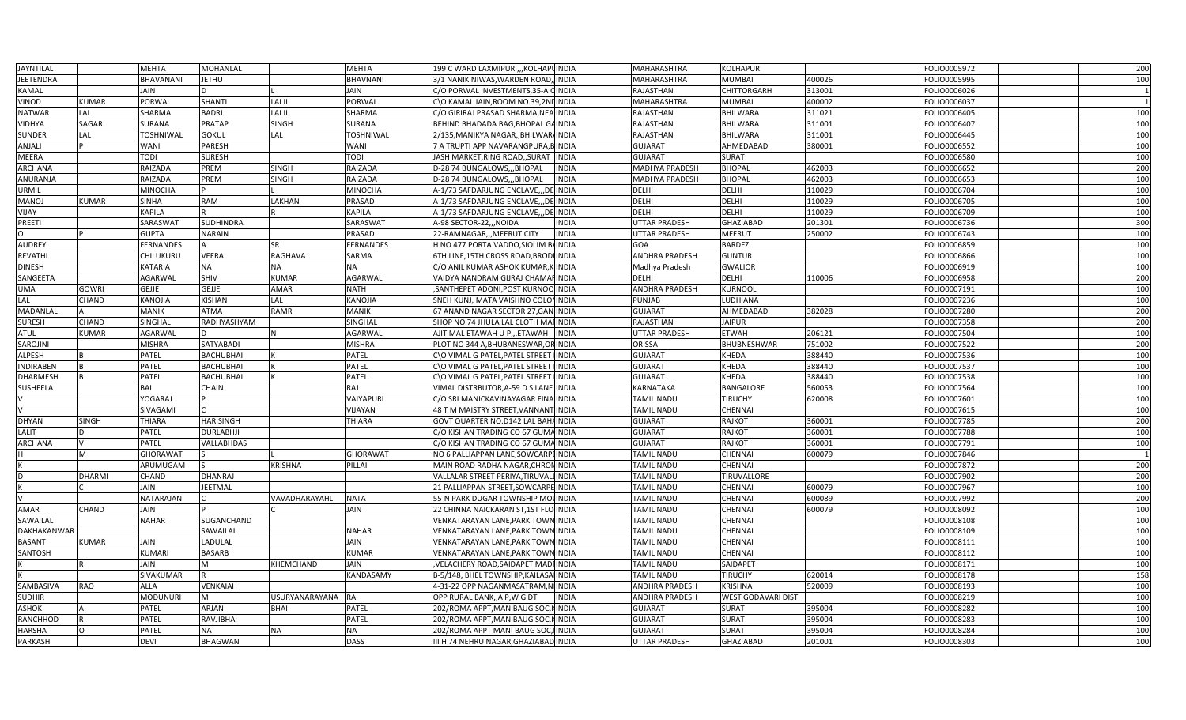| | | | | | | | | | | | | | |
|---|---|---|---|---|---|---|---|---|---|---|---|---|---|
| JAYNTILAL | | MEHTA | MOHANLAL | | MEHTA | 199 C WARD LAXMIPURI,,,KOLHAPU | INDIA | MAHARASHTRA | KOLHAPUR | | FOLIO0005972 | | 200 |
| JEETENDRA | | BHAVANANI | JETHU | | BHAVNANI | 3/1 NANIK NIWAS,WARDEN ROAD, | INDIA | MAHARASHTRA | MUMBAI | 400026 | FOLIO0005995 | | 100 |
| KAMAL | | JAIN | D | L | JAIN | C/O PORWAL INVESTMENTS,35-A C | INDIA | RAJASTHAN | CHITTORGARH | 313001 | FOLIO0006026 | | 1 |
| VINOD | KUMAR | PORWAL | SHANTI | LALJI | PORWAL | C\O KAMAL JAIN,ROOM NO.39,2ND | INDIA | MAHARASHTRA | MUMBAI | 400002 | FOLIO0006037 | | 1 |
| NATWAR | LAL | SHARMA | BADRI | LALJI | SHARMA | C/O GIRIRAJ PRASAD SHARMA,NEA | INDIA | RAJASTHAN | BHILWARA | 311021 | FOLIO0006405 | | 100 |
| VIDHYA | SAGAR | SURANA | PRATAP | SINGH | SURANA | BEHIND BHADADA BAG,BHOPAL GA | INDIA | RAJASTHAN | BHILWARA | 311001 | FOLIO0006407 | | 100 |
| SUNDER | LAL | TOSHNIWAL | GOKUL | LAL | TOSHNIWAL | 2/135,MANIKYA NAGAR,,BHILWAR | INDIA | RAJASTHAN | BHILWARA | 311001 | FOLIO0006445 | | 100 |
| ANJALI | | P | WANI | PARESH | | WANI | 7 A TRUPTI APP NAVARANGPURA,B | INDIA | GUJARAT | AHMEDABAD | 380001 | FOLIO0006552 | | 100 |
| MEERA | | TODI | SURESH | | TODI | JASH MARKET,RING ROAD,,SURAT | INDIA | GUJARAT | SURAT | | FOLIO0006580 | | 100 |
| ARCHANA | | RAIZADA | PREM | SINGH | RAIZADA | D-28 74 BUNGALOWS,,,BHOPAL | INDIA | MADHYA PRADESH | BHOPAL | 462003 | FOLIO0006652 | | 200 |
| ANURANJA | | RAIZADA | PREM | SINGH | RAIZADA | D-28 74 BUNGALOWS,,,BHOPAL | INDIA | MADHYA PRADESH | BHOPAL | 462003 | FOLIO0006653 | | 100 |
| URMIL | | MINOCHA | P | L | MINOCHA | A-1/73 SAFDARJUNG ENCLAVE,,,DE | INDIA | DELHI | DELHI | 110029 | FOLIO0006704 | | 100 |
| MANOJ | KUMAR | SINHA | RAM | LAKHAN | PRASAD | A-1/73 SAFDARJUNG ENCLAVE,,,DE | INDIA | DELHI | DELHI | 110029 | FOLIO0006705 | | 100 |
| VIJAY | | KAPILA | R | R | KAPILA | A-1/73 SAFDARJUNG ENCLAVE,,,DE | INDIA | DELHI | DELHI | 110029 | FOLIO0006709 | | 100 |
| PREETI | | SARASWAT | SUDHINDRA | | SARASWAT | A-98 SECTOR-22,,,NOIDA | INDIA | UTTAR PRADESH | GHAZIABAD | 201301 | FOLIO0006736 | | 300 |
| O | P | GUPTA | NARAIN | | PRASAD | 22-RAMNAGAR,,,MEERUT CITY | INDIA | UTTAR PRADESH | MEERUT | 250002 | FOLIO0006743 | | 100 |
| AUDREY | | FERNANDES | A | SR | FERNANDES | H NO 477 PORTA VADDO,SIOLIM B | INDIA | GOA | BARDEZ | | FOLIO0006859 | | 100 |
| REVATHI | | CHILUKURU | VEERA | RAGHAVA | SARMA | 6TH LINE,15TH CROSS ROAD,BROD | INDIA | ANDHRA PRADESH | GUNTUR | | FOLIO0006866 | | 100 |
| DINESH | | KATARIA | NA | NA | NA | C/O ANIL KUMAR ASHOK KUMAR,K | INDIA | Madhya Pradesh | GWALIOR | | FOLIO0006919 | | 100 |
| SANGEETA | | AGARWAL | SHIV | KUMAR | AGARWAL | VAIDYA NANDRAM GIJRAJ CHAMA | INDIA | DELHI | DELHI | 110006 | FOLIO0006958 | | 200 |
| UMA | GOWRI | GEJJE | GEJJE | AMAR | NATH | ,SANTHEPET ADONI,POST KURNOO | INDIA | ANDHRA PRADESH | KURNOOL | | FOLIO0007191 | | 100 |
| LAL | CHAND | KANOJIA | KISHAN | LAL | KANOJIA | SNEH KUNJ, MATA VAISHNO COLO | INDIA | PUNJAB | LUDHIANA | | FOLIO0007236 | | 100 |
| MADANLAL | A | MANIK | ATMA | RAMR | MANIK | 67 ANAND NAGAR SECTOR 27,GAN | INDIA | GUJARAT | AHMEDABAD | 382028 | FOLIO0007280 | | 200 |
| SURESH | CHAND | SINGHAL | RADHYASHYAM | | SINGHAL | SHOP NO 74 JHULA LAL CLOTH MA | INDIA | RAJASTHAN | JAIPUR | | FOLIO0007358 | | 200 |
| ATUL | KUMAR | AGARWAL | D | N | AGARWAL | AJIT MAL ETAWAH U P,,,ETAWAH | INDIA | UTTAR PRADESH | ETWAH | 206121 | FOLIO0007504 | | 100 |
| SAROJINI | | MISHRA | SATYABADI | | MISHRA | PLOT NO 344 A,BHUBANESWAR,OR | INDIA | ORISSA | BHUBNESHWAR | 751002 | FOLIO0007522 | | 200 |
| ALPESH | B | PATEL | BACHUBHAI | K | PATEL | C\O VIMAL G PATEL,PATEL STREET | INDIA | GUJARAT | KHEDA | 388440 | FOLIO0007536 | | 100 |
| INDIRABEN | B | PATEL | BACHUBHAI | K | PATEL | C\O VIMAL G PATEL,PATEL STREET | INDIA | GUJARAT | KHEDA | 388440 | FOLIO0007537 | | 100 |
| DHARMESH | B | PATEL | BACHUBHAI | K | PATEL | C\O VIMAL G PATEL,PATEL STREET | INDIA | GUJARAT | KHEDA | 388440 | FOLIO0007538 | | 100 |
| SUSHEELA | | BAI | CHAIN | | RAJ | VIMAL DISTRBUTOR,A-59 D S LANE | INDIA | KARNATAKA | BANGALORE | 560053 | FOLIO0007564 | | 100 |
| V | | YOGARAJ | P | | VAIYAPURI | C/O SRI MANICKAVINAYAGAR FINA | INDIA | TAMIL NADU | TIRUCHY | 620008 | FOLIO0007601 | | 100 |
| V | | SIVAGAMI | C | | VIJAYAN | 48 T M MAISTRY STREET,VANNANT | INDIA | TAMIL NADU | CHENNAI | | FOLIO0007615 | | 100 |
| DHYAN | SINGH | THIARA | HARISINGH | | THIARA | GOVT QUARTER NO.D142 LAL BAH | INDIA | GUJARAT | RAJKOT | 360001 | FOLIO0007785 | | 200 |
| LALIT | D | PATEL | DURLABHJI | | | C/O KISHAN TRADING CO 67 GUMA | INDIA | GUJARAT | RAJKOT | 360001 | FOLIO0007788 | | 100 |
| ARCHANA | V | PATEL | VALLABHDAS | | | C/O KISHAN TRADING CO 67 GUMA | INDIA | GUJARAT | RAJKOT | 360001 | FOLIO0007791 | | 100 |
| H | M | GHORAWAT | S | L | GHORAWAT | NO 6 PALLIAPPAN LANE,SOWCARP | INDIA | TAMIL NADU | CHENNAI | 600079 | FOLIO0007846 | | 1 |
| K | | ARUMUGAM | S | KRISHNA | PILLAI | MAIN ROAD RADHA NAGAR,CHRON | INDIA | TAMIL NADU | CHENNAI | | FOLIO0007872 | | 200 |
| D | DHARMI | CHAND | DHANRAJ | | | VALLALAR STREET PERIYA,TIRUVAL | INDIA | TAMIL NADU | TIRUVALLORE | | FOLIO0007902 | | 200 |
| K | C | JAIN | JEETMAL | | | 21 PALLIAPPAN STREET,SOWCARPE | INDIA | TAMIL NADU | CHENNAI | 600079 | FOLIO0007967 | | 100 |
| V | | NATARAJAN | C | VAVADHARAYAHL | NATA | 55-N PARK DUGAR TOWNSHIP MO | INDIA | TAMIL NADU | CHENNAI | 600089 | FOLIO0007992 | | 200 |
| AMAR | CHAND | JAIN | P | C | JAIN | 22 CHINNA NAICKARAN ST,1ST FLO | INDIA | TAMIL NADU | CHENNAI | 600079 | FOLIO0008092 | | 100 |
| SAWAILAL | | NAHAR | SUGANCHAND | | | VENKATARAYAN LANE,PARK TOWN | INDIA | TAMIL NADU | CHENNAI | | FOLIO0008108 | | 100 |
| DAKHAKANWAR | | | SAWAILAL | | NAHAR | VENKATARAYAN LANE,PARK TOWN | INDIA | TAMIL NADU | CHENNAI | | FOLIO0008109 | | 100 |
| BASANT | KUMAR | JAIN | LADULAL | | JAIN | VENKATARAYAN LANE,PARK TOWN | INDIA | TAMIL NADU | CHENNAI | | FOLIO0008111 | | 100 |
| SANTOSH | | KUMARI | BASARB | | KUMAR | VENKATARAYAN LANE,PARK TOWN | INDIA | TAMIL NADU | CHENNAI | | FOLIO0008112 | | 100 |
| K | R | JAIN | M | KHEMCHAND | JAIN | ,VELACHERY ROAD,SAIDAPET MAD | INDIA | TAMIL NADU | SAIDAPET | | FOLIO0008171 | | 100 |
| K | | SIVAKUMAR | R | | KANDASAMY | B-5/148, BHEL TOWNSHIP,KAILASA | INDIA | TAMIL NADU | TIRUCHY | 620014 | FOLIO0008178 | | 158 |
| SAMBASIVA | RAO | ALLA | VENKAIAH | | | 4-31-22 OPP NAGANMASATRAM,N | INDIA | ANDHRA PRADESH | KRISHNA | 520009 | FOLIO0008193 | | 100 |
| SUDHIR | | MODUNURI | M | USURYANARAYANA | RA | OPP RURAL BANK,,A P,W G DT | INDIA | ANDHRA PRADESH | WEST GODAVARI DIST | | FOLIO0008219 | | 100 |
| ASHOK | A | PATEL | ARJAN | BHAI | PATEL | 202/ROMA APPT,MANIBAUG SOC,K | INDIA | GUJARAT | SURAT | 395004 | FOLIO0008282 | | 100 |
| RANCHHOD | R | PATEL | RAVJIBHAI | | PATEL | 202/ROMA APPT,MANIBAUG SOC,K | INDIA | GUJARAT | SURAT | 395004 | FOLIO0008283 | | 100 |
| HARSHA | O | PATEL | NA | NA | NA | 202/ROMA APPT MANI BAUG SOC, | INDIA | GUJARAT | SURAT | 395004 | FOLIO0008284 | | 100 |
| PARKASH | | DEVI | BHAGWAN | | DASS | III H 74 NEHRU NAGAR,GHAZIABAD | INDIA | UTTAR PRADESH | GHAZIABAD | 201001 | FOLIO0008303 | | 100 |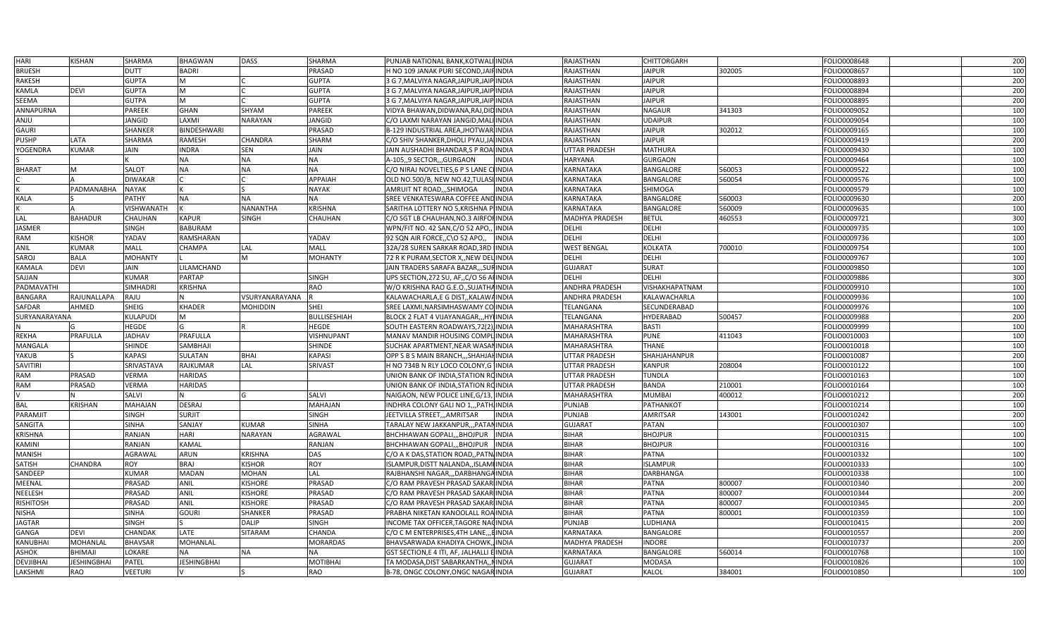| | | | | | | | | | | | | | |
|---|---|---|---|---|---|---|---|---|---|---|---|---|---|
| HARI | KISHAN | SHARMA | BHAGWAN | DASS | SHARMA | PUNJAB NATIONAL BANK,KOTWALI | INDIA | RAJASTHAN | CHITTORGARH | | FOLIO0008648 | | 200 |
| BRIJESH | | DUTT | BADRI | | PRASAD | H NO 109 JANAK PURI SECOND,JAIP | INDIA | RAJASTHAN | JAIPUR | 302005 | FOLIO0008657 | | 100 |
| RAKESH | | GUPTA | M | | GUPTA | 3 G 7,MALVIYA NAGAR,JAIPUR,JAIP | INDIA | RAJASTHAN | JAIPUR | | FOLIO0008893 | | 200 |
| KAMLA | DEVI | GUPTA | M | C | GUPTA | 3 G 7,MALVIYA NAGAR,JAIPUR,JAIP | INDIA | RAJASTHAN | JAIPUR | | FOLIO0008894 | | 200 |
| SEEMA | | GUTPA | M | C | GUPTA | 3 G 7,MALVIYA NAGAR,JAIPUR,JAIP | INDIA | RAJASTHAN | JAIPUR | | FOLIO0008895 | | 200 |
| ANNAPURNA | | PAREEK | GHAN | SHYAM | PAREEK | VIDYA BHAWAN,DIDWANA,RAJ,DID | INDIA | RAJASTHAN | NAGAUR | 341303 | FOLIO0009052 | | 100 |
| ANJU | | JANGID | LAXMI | NARAYAN | JANGID | C/O LAXMI NARAYAN JANGID,MALI | INDIA | RAJASTHAN | UDAIPUR | | FOLIO0009054 | | 100 |
| GAURI | | SHANKER | BINDESHWARI | | PRASAD | B-129 INDUSTRIAL AREA,JHOTWAR | INDIA | RAJASTHAN | JAIPUR | 302012 | FOLIO0009165 | | 100 |
| PUSHP | LATA | SHARMA | RAMESH | CHANDRA | SHARM | C/O SHIV SHANKER,DHOLI PYAU,JA | INDIA | RAJASTHAN | JAIPUR | | FOLIO0009419 | | 200 |
| YOGENDRA | KUMAR | JAIN | INDRA | SEN | JAIN | JAIN AUSHADHI BHANDAR,S P ROA | INDIA | UTTAR PRADESH | MATHURA | | FOLIO0009430 | | 100 |
| S | | K | NA | NA | NA | A-105,,9 SECTOR,,,GURGAON | INDIA | HARYANA | GURGAON | | FOLIO0009464 | | 100 |
| BHARAT | M | SALOT | NA | NA | NA | C/O NIRAJ NOVELTIES,6 P S LANE C | INDIA | KARNATAKA | BANGALORE | 560053 | FOLIO0009522 | | 100 |
| C | A | DIWAKAR | C | C | APPAIAH | OLD NO.500/B, NEW NO.42,TULASI | INDIA | KARNATAKA | BANGALORE | 560054 | FOLIO0009576 | | 100 |
| K | PADMANABHA | NAYAK | K | S | NAYAK | AMRUIT NT ROAD,,,SHIMOGA | INDIA | KARNATAKA | SHIMOGA | | FOLIO0009579 | | 100 |
| KALA | S | PATHY | NA | NA | NA | SREE VENKATESWARA COFFEE AND | INDIA | KARNATAKA | BANGALORE | 560003 | FOLIO0009630 | | 200 |
| K | A | VISHWANATH | K | NANANTHA | KRISHNA | SARITHA LOTTERY NO 5,KRISHNA P | INDIA | KARNATAKA | BANGALORE | 560009 | FOLIO0009635 | | 100 |
| LAL | BAHADUR | CHAUHAN | KAPUR | SINGH | CHAUHAN | C/O SGT LB CHAUHAN,NO.3 AIRFOR | INDIA | MADHYA PRADESH | BETUL | 460553 | FOLIO0009721 | | 300 |
| JASMER | | SINGH | BABURAM | | | WPN/FIT NO. 42 SAN,C/O 52 APO,, | INDIA | DELHI | DELHI | | FOLIO0009735 | | 100 |
| RAM | KISHOR | YADAV | RAMSHARAN | | YADAV | 92 SQN AIR FORCE,,C\O 52 APO,, | INDIA | DELHI | DELHI | | FOLIO0009736 | | 100 |
| ANIL | KUMAR | MALL | CHAMPA | LAL | MALL | 32A/28 SUREN SARKAR ROAD,3RD | INDIA | WEST BENGAL | KOLKATA | 700010 | FOLIO0009754 | | 100 |
| SAROJ | BALA | MOHANTY | L | M | MOHANTY | 72 R K PURAM,SECTOR X,,NEW DEL | INDIA | DELHI | DELHI | | FOLIO0009767 | | 100 |
| KAMALA | DEVI | JAIN | LILAMCHAND | | | JAIN TRADERS SARAFA BAZAR,,,SUR | INDIA | GUJARAT | SURAT | | FOLIO0009850 | | 100 |
| SAJJAN | | KUMAR | PARTAP | | SINGH | UPS SECTION,272 SU, AF,,C/O 56 A | INDIA | DELHI | DELHI | | FOLIO0009886 | | 300 |
| PADMAVATHI | | SIMHADRI | KRISHNA | | RAO | W/O KRISHNA RAO G.E.O.,SUJATHA | INDIA | ANDHRA PRADESH | VISHAKHAPATNAM | | FOLIO0009910 | | 100 |
| BANGARA | RAJUNALLAPA | RAJU | N | VSURYANARAYANA | R | KALAWACHARLA,E G DIST,,KALAWA | INDIA | ANDHRA PRADESH | KALAWACHARLA | | FOLIO0009936 | | 100 |
| SAFDAR | AHMED | SHEIG | KHADER | MOHIDDIN | SHEI | SREE LAXMI,NARSIMHASWAMY CO | INDIA | TELANGANA | SECUNDERABAD | | FOLIO0009976 | | 100 |
| SURYANARAYANA | | KULAPUDI | M | | BULLISESHIAH | BLOCK 2 FLAT 4 VIJAYANAGAR,,,HY | INDIA | TELANGANA | HYDERABAD | 500457 | FOLIO0009988 | | 200 |
| N | G | HEGDE | G | R | HEGDE | SOUTH EASTERN ROADWAYS,72(2) | INDIA | MAHARASHTRA | BASTI | | FOLIO0009999 | | 100 |
| REKHA | PRAFULLA | JADHAV | PRAFULLA | | VISHNUPANT | MANAV MANDIR HOUSING COMPL | INDIA | MAHARASHTRA | PUNE | 411043 | FOLIO0010003 | | 100 |
| MANGALA | | SHINDE | SAMBHAJI | | SHINDE | SUCHAK APARTMENT,NEAR WASAN | INDIA | MAHARASHTRA | THANE | | FOLIO0010018 | | 100 |
| YAKUB | S | KAPASI | SULATAN | BHAI | KAPASI | OPP S B S MAIN BRANCH,,,SHAHJAH | INDIA | UTTAR PRADESH | SHAHJAHANPUR | | FOLIO0010087 | | 200 |
| SAVITIRI | | SRIVASTAVA | RAJKUMAR | LAL | SRIVAST | H NO 734B N RLY LOCO COLONY,G | INDIA | UTTAR PRADESH | KANPUR | 208004 | FOLIO0010122 | | 100 |
| RAM | PRASAD | VERMA | HARIDAS | | | UNION BANK OF INDIA,STATION RO | INDIA | UTTAR PRADESH | TUNDLA | | FOLIO0010163 | | 100 |
| RAM | PRASAD | VERMA | HARIDAS | | | UNION BANK OF INDIA,STATION RO | INDIA | UTTAR PRADESH | BANDA | 210001 | FOLIO0010164 | | 100 |
| V | N | SALVI | N | G | SALVI | NAIGAON, NEW POLICE LINE,G/13, | INDIA | MAHARASHTRA | MUMBAI | 400012 | FOLIO0010212 | | 200 |
| BAL | KRISHAN | MAHAJAN | DESRAJ | | MAHAJAN | INDHRA COLONY GALI NO 1,,,PATH | INDIA | PUNJAB | PATHANKOT | | FOLIO0010214 | | 100 |
| PARAMJIT | | SINGH | SURJIT | | SINGH | JEETVILLA STREET,,,AMRITSAR | INDIA | PUNJAB | AMRITSAR | 143001 | FOLIO0010242 | | 200 |
| SANGITA | | SINHA | SANJAY | KUMAR | SINHA | TARALAY NEW JAKKANPUR,,,PATAN | INDIA | GUJARAT | PATAN | | FOLIO0010307 | | 100 |
| KRISHNA | | RANJAN | HARI | NARAYAN | AGRAWAL | BHCHHAWAN GOPALI,,,BHOJPUR | INDIA | BIHAR | BHOJPUR | | FOLIO0010315 | | 100 |
| KAMINI | | RANJAN | KAMAL | | RANJAN | BHCHHAWAN GOPALI,,,BHOJPUR | INDIA | BIHAR | BHOJPUR | | FOLIO0010316 | | 100 |
| MANISH | | AGRAWAL | ARUN | KRISHNA | DAS | C/O A K DAS,STATION ROAD,,PATN | INDIA | BIHAR | PATNA | | FOLIO0010332 | | 100 |
| SATISH | CHANDRA | ROY | BRAJ | KISHOR | ROY | ISLAMPUR,DISTT NALANDA,,ISLAM | INDIA | BIHAR | ISLAMPUR | | FOLIO0010333 | | 100 |
| SANDEEP | | KUMAR | MADAN | MOHAN | LAL | RAJBHANSHI NAGAR,,,DARBHANGA | INDIA | BIHAR | DARBHANGA | | FOLIO0010338 | | 100 |
| MEENAL | | PRASAD | ANIL | KISHORE | PRASAD | C/O RAM PRAVESH PRASAD SAKAR | INDIA | BIHAR | PATNA | 800007 | FOLIO0010340 | | 200 |
| NEELESH | | PRASAD | ANIL | KISHORE | PRASAD | C/O RAM PRAVESH PRASAD SAKAR | INDIA | BIHAR | PATNA | 800007 | FOLIO0010344 | | 200 |
| RISHITOSH | | PRASAD | ANIL | KISHORE | PRASAD | C/O RAM PRAVESH PRASAD SAKAR | INDIA | BIHAR | PATNA | 800007 | FOLIO0010345 | | 200 |
| NISHA | | SINHA | GOURI | SHANKER | PRASAD | PRABHA NIKETAN KANOOLALL ROA | INDIA | BIHAR | PATNA | 800001 | FOLIO0010359 | | 100 |
| JAGTAR | | SINGH | S | DALIP | SINGH | INCOME TAX OFFICER,TAGORE NAG | INDIA | PUNJAB | LUDHIANA | | FOLIO0010415 | | 200 |
| GANGA | DEVI | CHANDAK | LATE | SITARAM | CHANDA | C/O C M ENTERPRISES,4TH LANE,,,E | INDIA | KARNATAKA | BANGALORE | | FOLIO0010557 | | 200 |
| KANUBHAI | MOHANLAL | BHAVSAR | MOHANLAL | | MORARDAS | BHAVSARWADA KHADIYA CHOWK,, | INDIA | MADHYA PRADESH | INDORE | | FOLIO0010737 | | 200 |
| ASHOK | BHIMAJI | LOKARE | NA | NA | NA | GST SECTION,E 4 ITI, AF, JALHALLI E | INDIA | KARNATAKA | BANGALORE | 560014 | FOLIO0010768 | | 100 |
| DEVJIBHAI | JESHINGBHAI | PATEL | JESHINGBHAI | | MOTIBHAI | TA MODASA,DIST SABARKANTHA,,M | INDIA | GUJARAT | MODASA | | FOLIO0010826 | | 100 |
| LAKSHMI | RAO | VEETURI | V | S | RAO | B-78, ONGC COLONY,ONGC NAGAR | INDIA | GUJARAT | KALOL | 384001 | FOLIO0010850 | | 100 |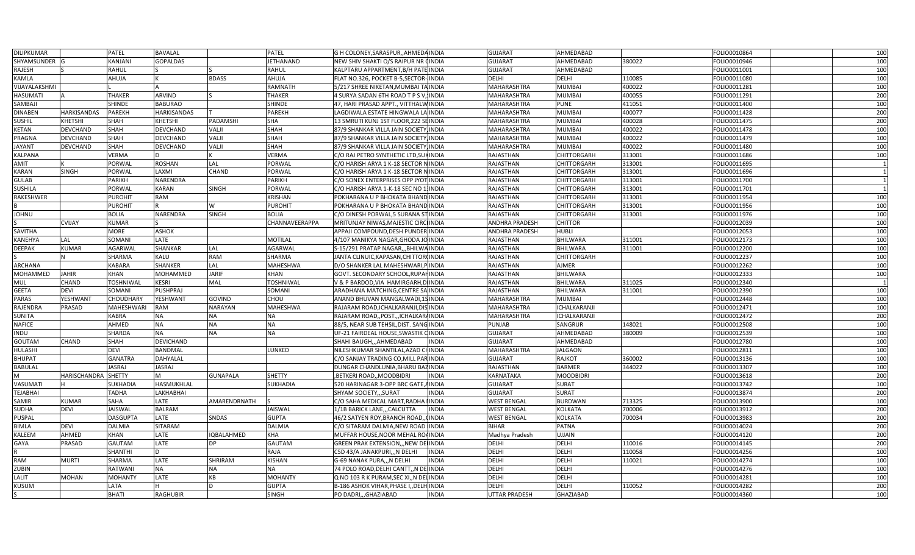| | | | | | | | | | | | | | | |
|---|---|---|---|---|---|---|---|---|---|---|---|---|---|---|
| DILIPKUMAR | | PATEL | BAVALAL | | PATEL | G H COLONEY,SARASPUR,,AHMEDA | INDIA | GUJARAT | AHMEDABAD | | FOLIO0010864 | | 100 |
| SHYAMSUNDER | G | KANJANI | GOPALDAS | | JETHANAND | NEW SHIV SHAKTI O/S RAIPUR NR ( | INDIA | GUJARAT | AHMEDABAD | 380022 | FOLIO0010946 | | 100 |
| RAJESH | S | RAHUL | S | S | RAHUL | KALPTARU APPARTMENT,B/H PATE | INDIA | GUJARAT | AHMEDABAD | | FOLIO0011001 | | 100 |
| KAMLA | | AHUJA | K | BDASS | AHUJA | FLAT NO.326, POCKET B-5,SECTOR- | INDIA | DELHI | DELHI | 110085 | FOLIO0011080 | | 100 |
| VIJAYALAKSHMI | | | A | | RAMNATH | 5/217 SHREE NIKETAN,MUMBAI TA | INDIA | MAHARASHTRA | MUMBAI | 400022 | FOLIO0011281 | | 100 |
| HASUMATI | A | THAKER | ARVIND | S | THAKER | 4 SURYA SADAN 6TH ROAD T P S V, | INDIA | MAHARASHTRA | MUMBAI | 400055 | FOLIO0011291 | | 200 |
| SAMBAJI | | SHINDE | BABURAO | | SHINDE | 47, HARI PRASAD APPT., VITTHALW | INDIA | MAHARASHTRA | PUNE | 411051 | FOLIO0011400 | | 100 |
| DINABEN | HARKISANDAS | PAREKH | HARKISANDAS | T | PAREKH | LAGDIWALA ESTATE HINGWALA LA | INDIA | MAHARASHTRA | MUMBAI | 400077 | FOLIO0011428 | | 200 |
| SUSHIL | KHETSHI | SHAH | KHETSHI | PADAMSHI | SHA | 13 SMRUTI KUNJ 1ST FLOOR,222 SE | INDIA | MAHARASHTRA | MUMBAI | 400028 | FOLIO0011475 | | 200 |
| KETAN | DEVCHAND | SHAH | DEVCHAND | VALJI | SHAH | 87/9 SHANKAR VILLA JAIN SOCIETY, | INDIA | MAHARASHTRA | MUMBAI | 400022 | FOLIO0011478 | | 100 |
| PRAGNA | DEVCHAND | SHAH | DEVCHAND | VALJI | SHAH | 87/9 SHANKAR VILLA JAIN SOCIETY, | INDIA | MAHARASHTRA | MUMBAI | 400022 | FOLIO0011479 | | 100 |
| JAYANT | DEVCHAND | SHAH | DEVCHAND | VALJI | SHAH | 87/9 SHANKAR VILLA JAIN SOCIETY, | INDIA | MAHARASHTRA | MUMBAI | 400022 | FOLIO0011480 | | 100 |
| KALPANA | | VERMA | D | K | VERMA | C/O RAJ PETRO SYNTHETIC LTD,SUK | INDIA | RAJASTHAN | CHITTORGARH | 313001 | FOLIO0011686 | | 100 |
| AMIT | K | PORWAL | ROSHAN | LAL | PORWAL | C/O HARISH ARYA 1 K-18 SECTOR N | INDIA | RAJASTHAN | CHITTORGARH | 313001 | FOLIO0011695 | | 1 |
| KARAN | SINGH | PORWAL | LAXMI | CHAND | PORWAL | C/O HARISH ARYA 1 K-18 SECTOR N | INDIA | RAJASTHAN | CHITTORGARH | 313001 | FOLIO0011696 | | 1 |
| GULAB | | PARIKH | NARENDRA | | PARIKH | C/O SONEX ENTERPRISES OPP JYOT | INDIA | RAJASTHAN | CHITTORGARH | 313001 | FOLIO0011700 | | 1 |
| SUSHILA | | PORWAL | KARAN | SINGH | PORWAL | C/O HARISH ARYA 1-K-18 SEC NO 1 | INDIA | RAJASTHAN | CHITTORGARH | 313001 | FOLIO0011701 | | 1 |
| RAKESHWER | | PUROHIT | RAM | | KRISHAN | POKHARANA U P BHOKATA BHAND | INDIA | RAJASTHAN | CHITTORGARH | 313001 | FOLIO0011954 | | 100 |
| B | | PUROHIT | R | W | PUROHIT | POKHARANA U P BHOKATA BHAND | INDIA | RAJASTHAN | CHITTORGARH | 313001 | FOLIO0011956 | | 100 |
| JOHNU | | BOLIA | NARENDRA | SINGH | BOLIA | C/O DINESH PORWAL,5 SURANA ST | INDIA | RAJASTHAN | CHITTORGARH | 313001 | FOLIO0011976 | | 100 |
| S | CVIJAY | KUMAR | S | | CHANNAVEERAPPA | MRITUNJAY NIWAS,MAJESTIC CIRC | INDIA | ANDHRA PRADESH | CHITTOR | | FOLIO0012039 | | 100 |
| SAVITHA | | MORE | ASHOK | | | APPAJI COMPOUND,DESH PUNDER | INDIA | ANDHRA PRADESH | HUBLI | | FOLIO0012053 | | 100 |
| KANEHYA | LAL | SOMANI | LATE | | MOTILAL | 4/107 MANIKYA NAGAR,GHODA JO | INDIA | RAJASTHAN | BHILWARA | 311001 | FOLIO0012173 | | 100 |
| DEEPAK | KUMAR | AGARWAL | SHANKAR | LAL | AGARWAL | S-15/291 PRATAP NAGAR,,,BHILWA | INDIA | RAJASTHAN | BHILWARA | 311001 | FOLIO0012200 | | 100 |
| S | N | SHARMA | KALU | RAM | SHARMA | JANTA CLINUIC,KAPASAN,CHITTOR | INDIA | RAJASTHAN | CHITTORGARH | | FOLIO0012237 | | 100 |
| ARCHANA | | KABARA | SHANKER | LAL | MAHESHWA | D/O SHANKER LAL MAHESHWARI,P | INDIA | RAJASTHAN | AJMER | | FOLIO0012262 | | 100 |
| MOHAMMED | JAHIR | KHAN | MOHAMMED | JARIF | KHAN | GOVT. SECONDARY SCHOOL,RUPAH | INDIA | RAJASTHAN | BHILWARA | | FOLIO0012333 | | 100 |
| MUL | CHAND | TOSHNIWAL | KESRI | MAL | TOSHNIWAL | V & P BARDOD,VIA HAMIRGARH,D | INDIA | RAJASTHAN | BHILWARA | 311025 | FOLIO0012340 | | 1 |
| GEETA | DEVI | SOMANI | PUSHPRAJ | | SOMANI | ARADHANA MATCHING,CENTRE SA | INDIA | RAJASTHAN | BHILWARA | 311001 | FOLIO0012390 | | 100 |
| PARAS | YESHWANT | CHOUDHARY | YESHWANT | GOVIND | CHOU | ANAND BHUVAN MANGALWADI,1S | INDIA | MAHARASHTRA | MUMBAI | | FOLIO0012448 | | 100 |
| RAJENDRA | PRASAD | MAHESHWARI | RAM | NARAYAN | MAHESHWA | RAJARAM ROAD,ICHALKARANJI,DIS | INDIA | MAHARASHTRA | ICHALKARANJI | | FOLIO0012471 | | 100 |
| SUNITA | | KABRA | NA | NA | NA | RAJARAM ROAD,,POST.,,ICHALKARA | INDIA | MAHARASHTRA | ICHALKARANJI | | FOLIO0012472 | | 200 |
| NAFICE | | AHMED | NA | NA | NA | 88/5, NEAR SUB TEHSIL,DIST. SANG | INDIA | PUNJAB | SANGRUR | 148021 | FOLIO0012508 | | 100 |
| INDU | | SHARDA | NA | NA | NA | UF-21 FAIRDEAL HOUSE,SWASTIK C | INDIA | GUJARAT | AHMEDABAD | 380009 | FOLIO0012539 | | 100 |
| GOUTAM | CHAND | SHAH | DEVICHAND | | | SHAHI BAUGH,,,AHMEDABAD | INDIA | GUJARAT | AHMEDABAD | | FOLIO0012780 | | 100 |
| HULASHI | | DEVI | BANDMAL | | LUNKED | NILESHKUMAR SHANTILAL,AZAD C | INDIA | MAHARASHTRA | JALGAON | | FOLIO0012811 | | 100 |
| BHUPAT | | GANATRA | DAHYALAL | | | C/O SANJAY TRADING CO,MILL PAR | INDIA | GUJARAT | RAJKOT | 360002 | FOLIO0013136 | | 100 |
| BABULAL | | JASRAJ | JASRAJ | | | DUNGAR CHANDLUNIA,BHARU BAZ | INDIA | RAJASTHAN | BARMER | 344022 | FOLIO0013307 | | 100 |
| M | HARISCHANDRA | SHETTY | M | GUNAPALA | SHETTY | ,BETKERI ROAD,,MOODBIDRI | INDIA | KARNATAKA | MOODBIDRI | | FOLIO0013618 | | 200 |
| VASUMATI | H | SUKHADIA | HASMUKHLAL | | SUKHADIA | 520 HARINAGAR 3-OPP BRC GATE,A | INDIA | GUJARAT | SURAT | | FOLIO0013742 | | 100 |
| TEJABHAI | | TADHA | LAKHABHAI | | | SHYAM SOCIETY,,,SURAT | INDIA | GUJARAT | SURAT | | FOLIO0013874 | | 200 |
| SAMIR | KUMAR | SAHA | LATE | AMARENDRNATH | S | C/O SAHA MEDICAL MART,RADHA | INDIA | WEST BENGAL | BURDWAN | 713325 | FOLIO0013900 | | 100 |
| SUDHA | DEVI | JAISWAL | BALRAM | | JAISWAL | 1/1B BARICK LANE,,,CALCUTTA | INDIA | WEST BENGAL | KOLKATA | 700006 | FOLIO0013912 | | 200 |
| PUSPAL | | DASGUPTA | LATE | SNDAS | GUPTA | 46/2 SATYEN ROY,BRANCH ROAD,, | INDIA | WEST BENGAL | KOLKATA | 700034 | FOLIO0013983 | | 200 |
| BIMLA | DEVI | DALMIA | SITARAM | | DALMIA | C/O SITARAM DALMIA,NEW ROAD | INDIA | BIHAR | PATNA | | FOLIO0014024 | | 200 |
| KALEEM | AHMED | KHAN | LATE | IQBALAHMED | KHA | MUFFAR HOUSE,NOOR MEHAL RO | INDIA | Madhya Pradesh | UJJAIN | | FOLIO0014120 | | 200 |
| GAYA | PRASAD | GAUTAM | LATE | DP | GAUTAM | GREEN PRAK EXTENSION,,,NEW DE | INDIA | DELHI | DELHI | 110016 | FOLIO0014145 | | 200 |
| R | | SHANTHI | D | | RAJA | C5D 43/A JANAKPURI,,,N DELHI | INDIA | DELHI | DELHI | 110058 | FOLIO0014256 | | 100 |
| RAM | MURTI | SHARMA | LATE | SHRIRAM | KISHAN | G-69 NANAK PURA,,,N DELHI | INDIA | DELHI | DELHI | 110021 | FOLIO0014274 | | 100 |
| ZUBIN | | RATWANI | NA | NA | NA | 74 POLO ROAD,DELHI CANTT,,N DE | INDIA | DELHI | DELHI | | FOLIO0014276 | | 100 |
| LALIT | MOHAN | MOHANTY | LATE | KB | MOHANTY | Q NO 103 R K PURAM,SEC XI,,N DEL | INDIA | DELHI | DELHI | | FOLIO0014281 | | 100 |
| KUSUM | | LATA | H | D | GUPTA | B-186 ASHOK VIHAR,PHASE I,,DELH | INDIA | DELHI | DELHI | 110052 | FOLIO0014282 | | 200 |
| S | | BHATI | RAGHUBIR | | SINGH | PO DADRI,,,GHAZIABAD | INDIA | UTTAR PRADESH | GHAZIABAD | | FOLIO0014360 | | 100 |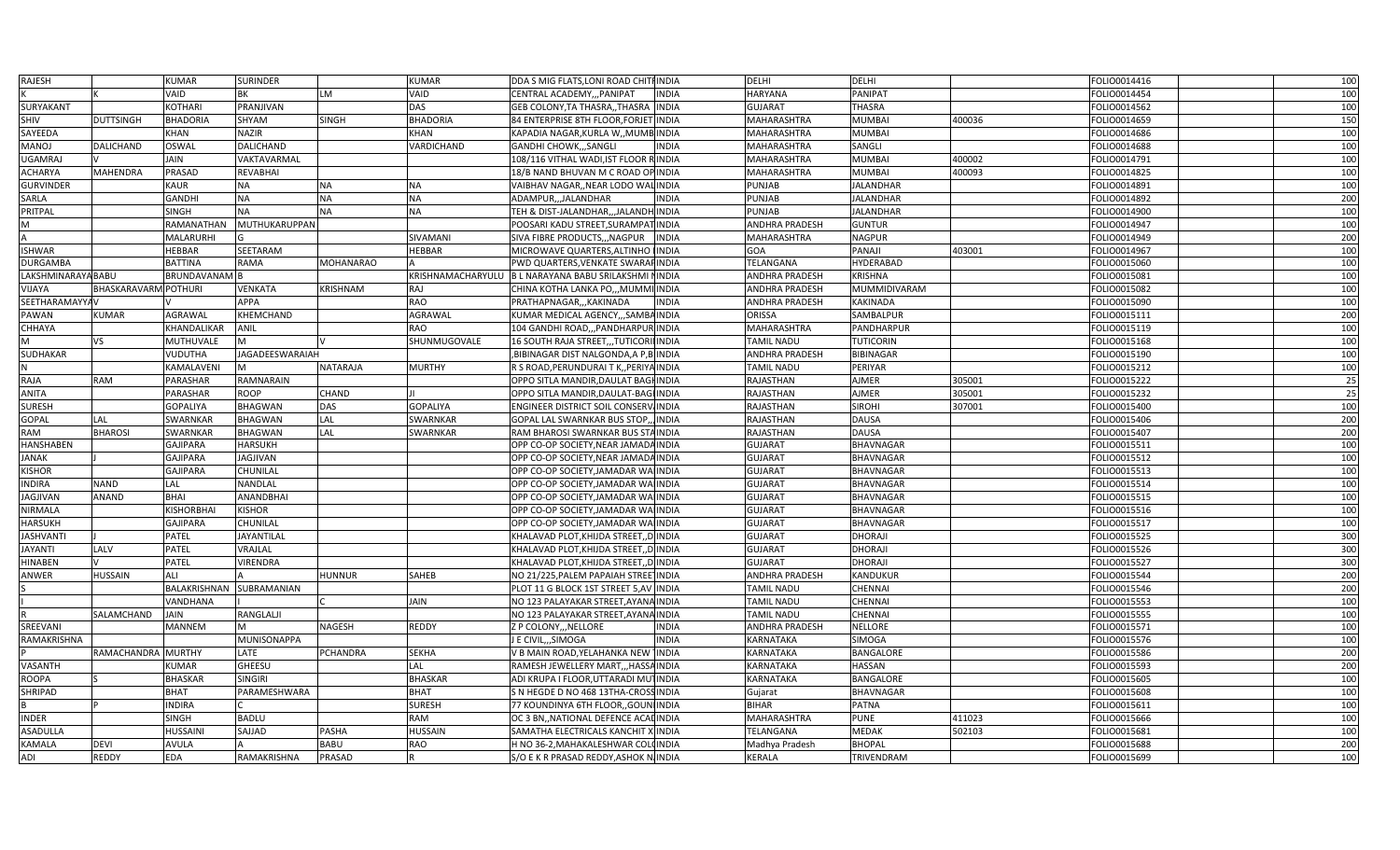| | | | | | | | | | | | | | |
|---|---|---|---|---|---|---|---|---|---|---|---|---|---|
| RAJESH | | KUMAR | SURINDER | | KUMAR | DDA S MIG FLATS,LONI ROAD CHITRINDIA | | DELHI | DELHI | | FOLIO0014416 | | 100 |
| K | K | VAID | BK | LM | VAID | CENTRAL ACADEMY,,,PANIPAT | INDIA | HARYANA | PANIPAT | | FOLIO0014454 | | 100 |
| SURYAKANT | | KOTHARI | PRANJIVAN | | DAS | GEB COLONY,TA THASRA,,THASRA | INDIA | GUJARAT | THASRA | | FOLIO0014562 | | 100 |
| SHIV | DUTTSINGH | BHADORIA | SHYAM | SINGH | BHADORIA | 84 ENTERPRISE 8TH FLOOR,FORJET INDIA | | MAHARASHTRA | MUMBAI | 400036 | FOLIO0014659 | | 150 |
| SAYEEDA | | KHAN | NAZIR | | KHAN | KAPADIA NAGAR,KURLA W,,MUMBAINDIA | | MAHARASHTRA | MUMBAI | | FOLIO0014686 | | 100 |
| MANOJ | DALICHAND | OSWAL | DALICHAND | | VARDICHAND | GANDHI CHOWK,,,SANGLI | INDIA | MAHARASHTRA | SANGLI | | FOLIO0014688 | | 100 |
| UGAMRAJ | V | JAIN | VAKTAVARMAL | | | 108/116 VITHAL WADI,IST FLOOR RINDIA | | MAHARASHTRA | MUMBAI | 400002 | FOLIO0014791 | | 100 |
| ACHARYA | MAHENDRA | PRASAD | REVABHAI | | | 18/B NAND BHUVAN M C ROAD OPINDIA | | MAHARASHTRA | MUMBAI | 400093 | FOLIO0014825 | | 100 |
| GURVINDER | | KAUR | NA | NA | NA | VAIBHAV NAGAR,,NEAR LODO WALINDIA | | PUNJAB | JALANDHAR | | FOLIO0014891 | | 100 |
| SARLA | | GANDHI | NA | NA | NA | ADAMPUR,,,JALANDHAR | INDIA | PUNJAB | JALANDHAR | | FOLIO0014892 | | 200 |
| PRITPAL | | SINGH | NA | NA | NA | TEH & DIST-JALANDHAR,,,JALANDHINDIA | | PUNJAB | JALANDHAR | | FOLIO0014900 | | 100 |
| M | | RAMANATHAN | MUTHUKARUPPAN | | | POOSARI KADU STREET,SURAMPATINDIA | | ANDHRA PRADESH | GUNTUR | | FOLIO0014947 | | 100 |
| A | | MALARURHI | G | | SIVAMANI | SIVA FIBRE PRODUCTS,,,NAGPUR | INDIA | MAHARASHTRA | NAGPUR | | FOLIO0014949 | | 200 |
| ISHWAR | | HEBBAR | SEETARAM | | HEBBAR | MICROWAVE QUARTERS,ALTINHO IINDIA | | GOA | PANAJI | 403001 | FOLIO0014967 | | 100 |
| DURGAMBA | | BATTINA | RAMA | MOHANARAO | A | PWD QUARTERS,VENKATE SWARAFINDIA | | TELANGANA | HYDERABAD | | FOLIO0015060 | | 100 |
| LAKSHMINARAYANA | BABU | BRUNDAVANAM | B | | KRISHNAMACHARYULU | B L NARAYANA BABU SRILAKSHMI MINDIA | | ANDHRA PRADESH | KRISHNA | | FOLIO0015081 | | 100 |
| VIJAYA | BHASKARAVARMA | POTHURI | VENKATA | KRISHNAM | RAJ | CHINA KOTHA LANKA PO,,,MUMMIINDIA | | ANDHRA PRADESH | MUMMIDIVARAM | | FOLIO0015082 | | 100 |
| SEETHARAMAYYA | V | V | APPA | | RAO | PRATHAPNAGAR,,,KAKINADA | INDIA | ANDHRA PRADESH | KAKINADA | | FOLIO0015090 | | 100 |
| PAWAN | KUMAR | AGRAWAL | KHEMCHAND | | AGRAWAL | KUMAR MEDICAL AGENCY,,,SAMBAINDIA | | ORISSA | SAMBALPUR | | FOLIO0015111 | | 200 |
| CHHAYA | | KHANDALIKAR | ANIL | | RAO | 104 GANDHI ROAD,,,PANDHARPURINDIA | | MAHARASHTRA | PANDHARPUR | | FOLIO0015119 | | 100 |
| M | VS | MUTHUVALE | M | V | SHUNMUGOVALE | 16 SOUTH RAJA STREET,,,TUTICORIINDIA | | TAMIL NADU | TUTICORIN | | FOLIO0015168 | | 100 |
| SUDHAKAR | | VUDUTHA | JAGADEESWARAIAH | | | ,BIBINAGAR DIST NALGONDA,A P,BINDIA | | ANDHRA PRADESH | BIBINAGAR | | FOLIO0015190 | | 100 |
| N | | KAMALAVENI | M | NATARAJA | MURTHY | R S ROAD,PERUNDURAI T K,,PERIYAINDIA | | TAMIL NADU | PERIYAR | | FOLIO0015212 | | 100 |
| RAJA | RAM | PARASHAR | RAMNARAIN | | | OPPO SITLA MANDIR,DAULAT BAGHINDIA | | RAJASTHAN | AJMER | 305001 | FOLIO0015222 | | 25 |
| ANITA | | PARASHAR | ROOP | CHAND | JI | OPPO SITLA MANDIR,DAULAT-BAGHINDIA | | RAJASTHAN | AJMER | 305001 | FOLIO0015232 | | 25 |
| SURESH | | GOPALIYA | BHAGWAN | DAS | GOPALIYA | ENGINEER DISTRICT SOIL CONSERVINDIA | | RAJASTHAN | SIROHI | 307001 | FOLIO0015400 | | 100 |
| GOPAL | LAL | SWARNKAR | BHAGWAN | LAL | SWARNKAR | GOPAL LAL SWARNKAR BUS STOP,,,INDIA | | RAJASTHAN | DAUSA | | FOLIO0015406 | | 200 |
| RAM | BHAROSI | SWARNKAR | BHAGWAN | LAL | SWARNKAR | RAM BHAROSI SWARNKAR BUS STAINDIA | | RAJASTHAN | DAUSA | | FOLIO0015407 | | 200 |
| HANSHABEN | | GAJIPARA | HARSUKH | | | OPP CO-OP SOCIETY,NEAR JAMADAINDIA | | GUJARAT | BHAVNAGAR | | FOLIO0015511 | | 100 |
| JANAK | J | GAJIPARA | JAGJIVAN | | | OPP CO-OP SOCIETY,NEAR JAMADAINDIA | | GUJARAT | BHAVNAGAR | | FOLIO0015512 | | 100 |
| KISHOR | | GAJIPARA | CHUNILAL | | | OPP CO-OP SOCIETY,JAMADAR WAINDIA | | GUJARAT | BHAVNAGAR | | FOLIO0015513 | | 100 |
| INDIRA | NAND | LAL | NANDLAL | | | OPP CO-OP SOCIETY,JAMADAR WAINDIA | | GUJARAT | BHAVNAGAR | | FOLIO0015514 | | 100 |
| JAGJIVAN | ANAND | BHAI | ANANDBHAI | | | OPP CO-OP SOCIETY,JAMADAR WAINDIA | | GUJARAT | BHAVNAGAR | | FOLIO0015515 | | 100 |
| NIRMALA | | KISHORBHAI | KISHOR | | | OPP CO-OP SOCIETY,JAMADAR WAINDIA | | GUJARAT | BHAVNAGAR | | FOLIO0015516 | | 100 |
| HARSUKH | | GAJIPARA | CHUNILAL | | | OPP CO-OP SOCIETY,JAMADAR WAINDIA | | GUJARAT | BHAVNAGAR | | FOLIO0015517 | | 100 |
| JASHVANTI | J | PATEL | JAYANTILAL | | | KHALAVAD PLOT,KHIJDA STREET,,DINDIA | | GUJARAT | DHORAJI | | FOLIO0015525 | | 300 |
| JAYANTI | LALV | PATEL | VRAJLAL | | | KHALAVAD PLOT,KHIJDA STREET,,DINDIA | | GUJARAT | DHORAJI | | FOLIO0015526 | | 300 |
| HINABEN | V | PATEL | VIRENDRA | | | KHALAVAD PLOT,KHIJDA STREET,,DINDIA | | GUJARAT | DHORAJI | | FOLIO0015527 | | 300 |
| ANWER | HUSSAIN | ALI | A | HUNNUR | SAHEB | NO 21/225,PALEM PAPAIAH STREETINDIA | | ANDHRA PRADESH | KANDUKUR | | FOLIO0015544 | | 200 |
| S | | BALAKRISHNAN | SUBRAMANIAN | | | PLOT 11 G BLOCK 1ST STREET 5,AVINDIA | | TAMIL NADU | CHENNAI | | FOLIO0015546 | | 200 |
| I | | VANDHANA | I | C | JAIN | NO 123 PALAYAKAR STREET,AYANAINDIA | | TAMIL NADU | CHENNAI | | FOLIO0015553 | | 100 |
| R | SALAMCHAND | JAIN | RANGLALJI | | | NO 123 PALAYAKAR STREET,AYANAINDIA | | TAMIL NADU | CHENNAI | | FOLIO0015555 | | 100 |
| SREEVANI | | MANNEM | M | NAGESH | REDDY | Z P COLONY,,,NELLORE | INDIA | ANDHRA PRADESH | NELLORE | | FOLIO0015571 | | 100 |
| RAMAKRISHNA | | | MUNISONAPPA | | | J E CIVIL,,,SIMOGA | INDIA | KARNATAKA | SIMOGA | | FOLIO0015576 | | 100 |
| P | RAMACHANDRA | MURTHY | LATE | PCHANDRA | SEKHA | V B MAIN ROAD,YELAHANKA NEW TINDIA | | KARNATAKA | BANGALORE | | FOLIO0015586 | | 200 |
| VASANTH | | KUMAR | GHEESU | | LAL | RAMESH JEWELLERY MART,,,HASSAINDIA | | KARNATAKA | HASSAN | | FOLIO0015593 | | 200 |
| ROOPA | S | BHASKAR | SINGIRI | | BHASKAR | ADI KRUPA I FLOOR,UTTARADI MUTINDIA | | KARNATAKA | BANGALORE | | FOLIO0015605 | | 100 |
| SHRIPAD | | BHAT | PARAMESHWARA | | BHAT | S N HEGDE D NO 468 13THA-CROSSINDIA | | Gujarat | BHAVNAGAR | | FOLIO0015608 | | 100 |
| B | P | INDIRA | C | | SURESH | 77 KOUNDINYA 6TH FLOOR,,GOUNIINDIA | | BIHAR | PATNA | | FOLIO0015611 | | 100 |
| INDER | | SINGH | BADLU | | RAM | OC 3 BN,,NATIONAL DEFENCE ACADINDIA | | MAHARASHTRA | PUNE | 411023 | FOLIO0015666 | | 100 |
| ASADULLA | | HUSSAINI | SAJJAD | PASHA | HUSSAIN | SAMATHA ELECTRICALS KANCHIT XINDIA | | TELANGANA | MEDAK | 502103 | FOLIO0015681 | | 100 |
| KAMALA | DEVI | AVULA | A | BABU | RAO | H NO 36-2,MAHAKALESHWAR COLOINDIA | | Madhya Pradesh | BHOPAL | | FOLIO0015688 | | 200 |
| ADI | REDDY | EDA | RAMAKRISHNA | PRASAD | R | S/O E K R PRASAD REDDY,ASHOK NAINDIA | | KERALA | TRIVENDRAM | | FOLIO0015699 | | 100 |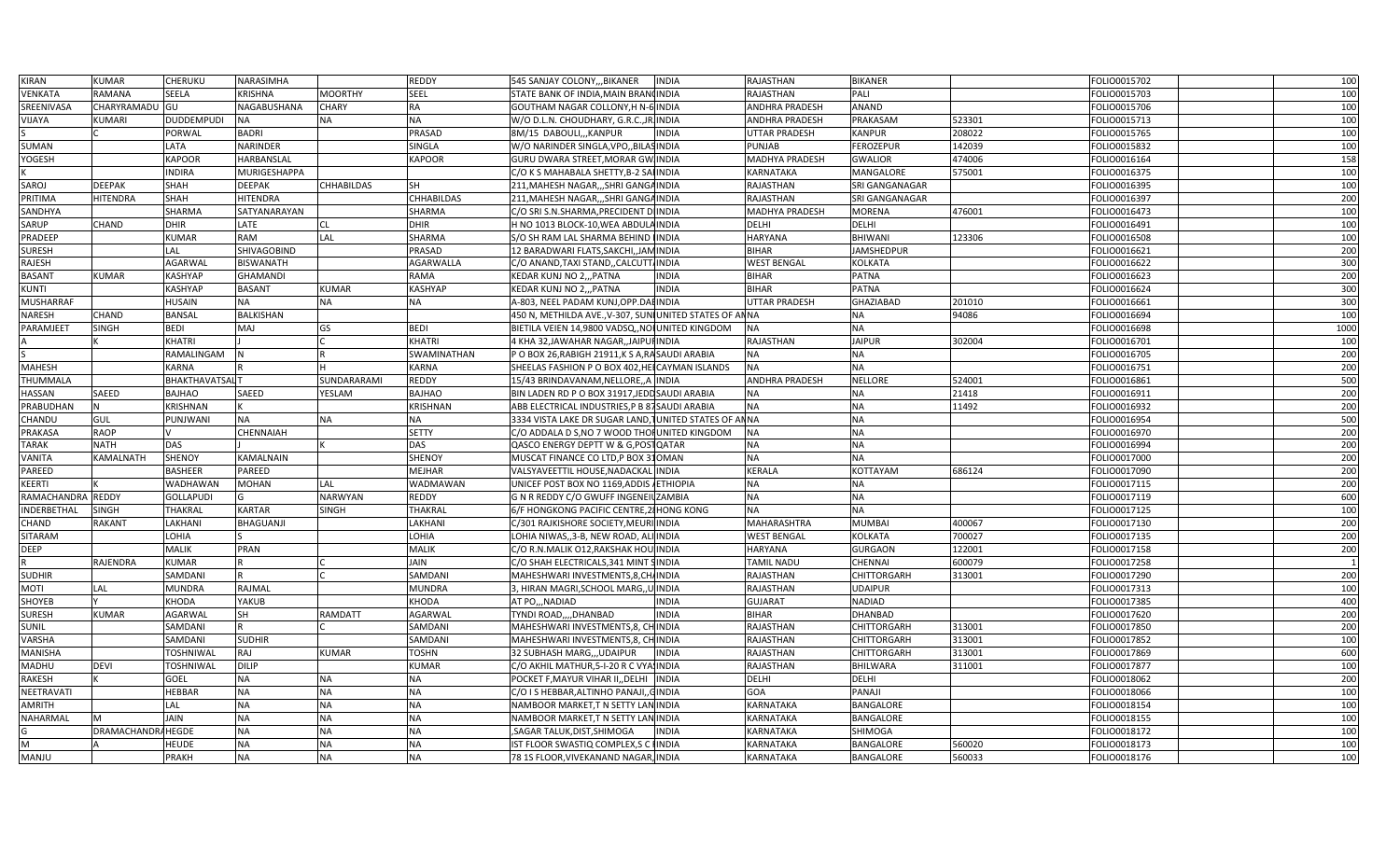| | | | | | | | | | | | | | | |
|---|---|---|---|---|---|---|---|---|---|---|---|---|---|---|
| KIRAN | KUMAR | CHERUKU | NARASIMHA | | REDDY | 545 SANJAY COLONY,,,BIKANER | INDIA | RAJASTHAN | BIKANER | | FOLIO0015702 | | 100 |
| VENKATA | RAMANA | SEELA | KRISHNA | MOORTHY | SEEL | STATE BANK OF INDIA,MAIN BRANC | INDIA | RAJASTHAN | PALI | | FOLIO0015703 | | 100 |
| SREENIVASA | CHARYRAMADU | GU | NAGABUSHANA | CHARY | RA | GOUTHAM NAGAR COLLONY,H N-6 | INDIA | ANDHRA PRADESH | ANAND | | FOLIO0015706 | | 100 |
| VIJAYA | KUMARI | DUDDEMPUDI | NA | NA | NA | W/O D.L.N. CHOUDHARY, G.R.C.,JR. | INDIA | ANDHRA PRADESH | PRAKASAM | 523301 | FOLIO0015713 | | 100 |
| S | C | PORWAL | BADRI | | PRASAD | 8M/15 DABOULI,,,KANPUR | INDIA | UTTAR PRADESH | KANPUR | 208022 | FOLIO0015765 | | 100 |
| SUMAN | | LATA | NARINDER | | SINGLA | W/O NARINDER SINGLA,VPO,,BILAS | INDIA | PUNJAB | FEROZEPUR | 142039 | FOLIO0015832 | | 100 |
| YOGESH | | KAPOOR | HARBANSLAL | | KAPOOR | GURU DWARA STREET,MORAR GW | INDIA | MADHYA PRADESH | GWALIOR | 474006 | FOLIO0016164 | | 158 |
| K | | INDIRA | MURIGESHAPPA | | | C/O K S MAHABALA SHETTY,B-2 SAI | INDIA | KARNATAKA | MANGALORE | 575001 | FOLIO0016375 | | 100 |
| SAROJ | DEEPAK | SHAH | DEEPAK | CHHABILDAS | SH | 211,MAHESH NAGAR,,,SHRI GANGA | INDIA | RAJASTHAN | SRI GANGANAGAR | | FOLIO0016395 | | 100 |
| PRITIMA | HITENDRA | SHAH | HITENDRA | | CHHABILDAS | 211,MAHESH NAGAR,,,SHRI GANGA | INDIA | RAJASTHAN | SRI GANGANAGAR | | FOLIO0016397 | | 200 |
| SANDHYA | | SHARMA | SATYANARAYAN | | SHARMA | C/O SRI S.N.SHARMA,PRECIDENT D | INDIA | MADHYA PRADESH | MORENA | 476001 | FOLIO0016473 | | 100 |
| SARUP | CHAND | DHIR | LATE | CL | DHIR | H NO 1013 BLOCK-10,WEA ABDULA | INDIA | DELHI | DELHI | | FOLIO0016491 | | 100 |
| PRADEEP | | KUMAR | RAM | LAL | SHARMA | S/O SH RAM LAL SHARMA BEHIND | INDIA | HARYANA | BHIWANI | 123306 | FOLIO0016508 | | 100 |
| SURESH | | LAL | SHIVAGOBIND | | PRASAD | 12 BARADWARI FLATS,SAKCHI,,JAM | INDIA | BIHAR | JAMSHEDPUR | | FOLIO0016621 | | 200 |
| RAJESH | | AGARWAL | BISWANATH | | AGARWALLA | C/O ANAND,TAXI STAND,,CALCUTT | INDIA | WEST BENGAL | KOLKATA | | FOLIO0016622 | | 300 |
| BASANT | KUMAR | KASHYAP | GHAMANDI | | RAMA | KEDAR KUNJ NO 2,,,PATNA | INDIA | BIHAR | PATNA | | FOLIO0016623 | | 200 |
| KUNTI | | KASHYAP | BASANT | KUMAR | KASHYAP | KEDAR KUNJ NO 2,,,PATNA | INDIA | BIHAR | PATNA | | FOLIO0016624 | | 300 |
| MUSHARRAF | | HUSAIN | NA | NA | NA | A-803, NEEL PADAM KUNJ,OPP.DAB | INDIA | UTTAR PRADESH | GHAZIABAD | 201010 | FOLIO0016661 | | 300 |
| NARESH | CHAND | BANSAL | BALKISHAN | | | 450 N, METHILDA AVE.,V-307, SUN | UNITED STATES OF AM | NA | NA | 94086 | FOLIO0016694 | | 100 |
| PARAMJEET | SINGH | BEDI | MAJ | GS | BEDI | BIETILA VEIEN 14,9800 VADSQ,,NO | UNITED KINGDOM | NA | NA | | FOLIO0016698 | | 1000 |
| A | K | KHATRI | J | C | KHATRI | 4 KHA 32,JAWAHAR NAGAR,,JAIPUR | INDIA | RAJASTHAN | JAIPUR | 302004 | FOLIO0016701 | | 100 |
| S | | RAMALINGAM | N | R | SWAMINATHAN | P O BOX 26,RABIGH 21911,K S A,RA | SAUDI ARABIA | NA | NA | | FOLIO0016705 | | 200 |
| MAHESH | | KARNA | R | H | KARNA | SHEELAS FASHION P O BOX 402,HE | CAYMAN ISLANDS | NA | NA | | FOLIO0016751 | | 200 |
| THUMMALA | | BHAKTHAVATSAL | T | SUNDARARAMI | REDDY | 15/43 BRINDAVANAM,NELLORE,,A | INDIA | ANDHRA PRADESH | NELLORE | 524001 | FOLIO0016861 | | 500 |
| HASSAN | SAEED | BAJHAO | SAEED | YESLAM | BAJHAO | BIN LADEN RD P O BOX 31917,JEDD | SAUDI ARABIA | NA | NA | 21418 | FOLIO0016911 | | 200 |
| PRABUDHAN | N | KRISHNAN | K | | KRISHNAN | ABB ELECTRICAL INDUSTRIES,P B 87 | SAUDI ARABIA | NA | NA | 11492 | FOLIO0016932 | | 200 |
| CHANDU | GUL | PUNJWANI | NA | NA | NA | 3334 VISTA LAKE DR SUGAR LAND,T | UNITED STATES OF AM | NA | NA | | FOLIO0016954 | | 500 |
| PRAKASA | RAOP | V | CHENNAIAH | | SETTY | C/O ADDALA D S,NO 7 WOOD THOR | UNITED KINGDOM | NA | NA | | FOLIO0016970 | | 200 |
| TARAK | NATH | DAS | J | K | DAS | QASCO ENERGY DEPTT W & G,POST | QATAR | NA | NA | | FOLIO0016994 | | 200 |
| VANITA | KAMALNATH | SHENOY | KAMALNAIN | | SHENOY | MUSCAT FINANCE CO LTD,P BOX 31 | OMAN | NA | NA | | FOLIO0017000 | | 200 |
| PAREED | | BASHEER | PAREED | | MEJHAR | VALSYAVEETTIL HOUSE,NADACKAL | INDIA | KERALA | KOTTAYAM | 686124 | FOLIO0017090 | | 200 |
| KEERTI | | WADHAWAN | MOHAN | LAL | WADMAWAN | UNICEF POST BOX NO 1169,ADDIS A | ETHIOPIA | NA | NA | | FOLIO0017115 | | 200 |
| RAMACHANDRA | REDDY | GOLLAPUDI | G | NARWYAN | REDDY | G N R REDDY C/O GWUFF INGENEIL | ZAMBIA | NA | NA | | FOLIO0017119 | | 600 |
| INDERBETHAL | SINGH | THAKRAL | KARTAR | SINGH | THAKRAL | 6/F HONGKONG PACIFIC CENTRE,28 | HONG KONG | NA | NA | | FOLIO0017125 | | 100 |
| CHAND | RAKANT | LAKHANI | BHAGUANJI | | LAKHANI | C/301 RAJKISHORE SOCIETY,MEURI | INDIA | MAHARASHTRA | MUMBAI | 400067 | FOLIO0017130 | | 200 |
| SITARAM | | LOHIA | S | | LOHIA | LOHIA NIWAS,,3-B, NEW ROAD, ALI | INDIA | WEST BENGAL | KOLKATA | 700027 | FOLIO0017135 | | 200 |
| DEEP | | MALIK | PRAN | | MALIK | C/O R.N.MALIK O12,RAKSHAK HOU | INDIA | HARYANA | GURGAON | 122001 | FOLIO0017158 | | 200 |
| R | RAJENDRA | KUMAR | R | C | JAIN | C/O SHAH ELECTRICALS,341 MINT S | INDIA | TAMIL NADU | CHENNAI | 600079 | FOLIO0017258 | | 1 |
| SUDHIR | | SAMDANI | R | C | SAMDANI | MAHESHWARI INVESTMENTS,8,CHA | INDIA | RAJASTHAN | CHITTORGARH | 313001 | FOLIO0017290 | | 200 |
| MOTI | LAL | MUNDRA | RAJMAL | | MUNDRA | 3, HIRAN MAGRI,SCHOOL MARG,,U | INDIA | RAJASTHAN | UDAIPUR | | FOLIO0017313 | | 100 |
| SHOYEB | Y | KHODA | YAKUB | | KHODA | AT PO,,,NADIAD | INDIA | GUJARAT | NADIAD | | FOLIO0017385 | | 400 |
| SURESH | KUMAR | AGARWAL | SH | RAMDATT | AGARWAL | TYNDI ROAD,,,,DHANBAD | INDIA | BIHAR | DHANBAD | | FOLIO0017620 | | 200 |
| SUNIL | | SAMDANI | R | C | SAMDANI | MAHESHWARI INVESTMENTS,8, CH | INDIA | RAJASTHAN | CHITTORGARH | 313001 | FOLIO0017850 | | 200 |
| VARSHA | | SAMDANI | SUDHIR | | SAMDANI | MAHESHWARI INVESTMENTS,8, CH | INDIA | RAJASTHAN | CHITTORGARH | 313001 | FOLIO0017852 | | 100 |
| MANISHA | | TOSHNIWAL | RAJ | KUMAR | TOSHN | 32 SUBHASH MARG,,,UDAIPUR | INDIA | RAJASTHAN | CHITTORGARH | 313001 | FOLIO0017869 | | 600 |
| MADHU | DEVI | TOSHNIWAL | DILIP | | KUMAR | C/O AKHIL MATHUR,5-I-20 R C VYA | INDIA | RAJASTHAN | BHILWARA | 311001 | FOLIO0017877 | | 100 |
| RAKESH | K | GOEL | NA | NA | NA | POCKET F,MAYUR VIHAR II,,DELHI | INDIA | DELHI | DELHI | | FOLIO0018062 | | 200 |
| NEETRAVATI | | HEBBAR | NA | NA | NA | C/O I S HEBBAR,ALTINHO PANAJI,,G | INDIA | GOA | PANAJI | | FOLIO0018066 | | 100 |
| AMRITH | | LAL | NA | NA | NA | NAMBOOR MARKET,T N SETTY LAN | INDIA | KARNATAKA | BANGALORE | | FOLIO0018154 | | 100 |
| NAHARMAL | M | JAIN | NA | NA | NA | NAMBOOR MARKET,T N SETTY LAN | INDIA | KARNATAKA | BANGALORE | | FOLIO0018155 | | 100 |
| G | DRAMACHANDRA | HEGDE | NA | NA | NA | ,SAGAR TALUK,DIST,SHIMOGA | INDIA | KARNATAKA | SHIMOGA | | FOLIO0018172 | | 100 |
| M | A | HEUDE | NA | NA | NA | IST FLOOR SWASTIQ COMPLEX,S C | INDIA | KARNATAKA | BANGALORE | 560020 | FOLIO0018173 | | 100 |
| MANJU | | PRAKH | NA | NA | NA | 78 1S FLOOR,VIVEKANAND NAGAR, | INDIA | KARNATAKA | BANGALORE | 560033 | FOLIO0018176 | | 100 |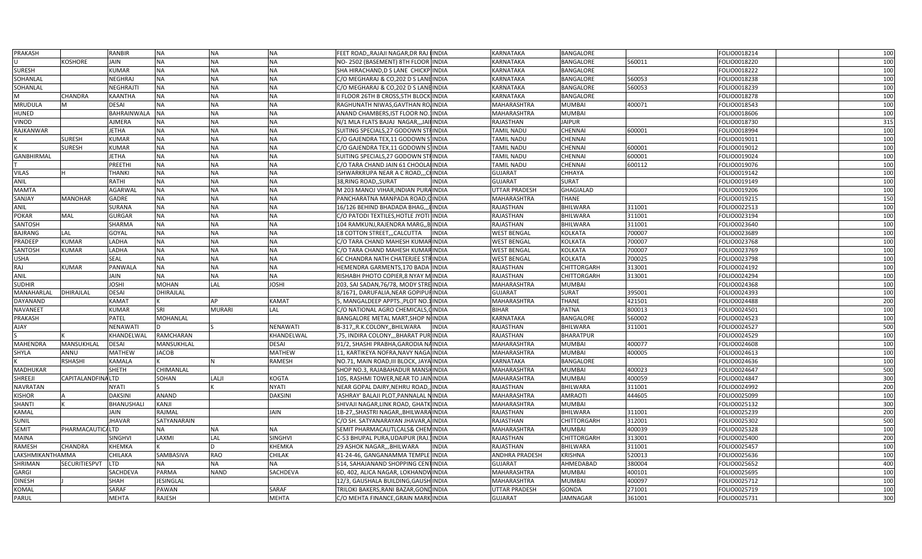| PRAKASH | | RANBIR | NA | NA | NA | FEET ROAD,,RAJAJI NAGAR,DR RAJ | INDIA | KARNATAKA | BANGALORE | | FOLIO0018214 | | 100 |
|---|---|---|---|---|---|---|---|---|---|---|---|---|---|
| U | KOSHORE | JAIN | NA | NA | NA | NO- 2502 (BASEMENT) 8TH FLOOR | INDIA | KARNATAKA | BANGALORE | 560011 | FOLIO0018220 | | 100 |
| SURESH | | KUMAR | NA | NA | NA | SHA HIRACHAND,D S LANE CHICKP | INDIA | KARNATAKA | BANGALORE | | FOLIO0018222 | | 100 |
| SOHANLAL | | NEGHRAJ | NA | NA | NA | C/O MEGHARAJ & CO,202 D S LANE | INDIA | KARNATAKA | BANGALORE | 560053 | FOLIO0018238 | | 100 |
| SOHANLAL | | NEGHRAJTI | NA | NA | NA | C/O MEGHARAJ & CO,202 D S LANE | INDIA | KARNATAKA | BANGALORE | 560053 | FOLIO0018239 | | 100 |
| M | CHANDRA | KAANTHA | NA | NA | NA | II FLOOR 26TH B CROSS,5TH BLOCK | INDIA | KARNATAKA | BANGALORE | | FOLIO0018278 | | 100 |
| MRUDULA | M | DESAI | NA | NA | NA | RAGHUNATH NIWAS,GAVTHAN RO | INDIA | MAHARASHTRA | MUMBAI | 400071 | FOLIO0018543 | | 100 |
| HUNED | | BAHRAINWALA | NA | NA | NA | ANAND CHAMBERS,IST FLOOR NO. | INDIA | MAHARASHTRA | MUMBAI | | FOLIO0018606 | | 100 |
| VINOD | | AJMERA | NA | NA | NA | N/1 MLA FLATS BAJAJ NAGAR,,,JAI | INDIA | RAJASTHAN | JAIPUR | | FOLIO0018730 | | 315 |
| RAJKANWAR | | JETHA | NA | NA | NA | SUITING SPECIALS,27 GODOWN ST | INDIA | TAMIL NADU | CHENNAI | 600001 | FOLIO0018994 | | 100 |
| K | SURESH | KUMAR | NA | NA | NA | C/O GAJENDRA TEX,11 GODOWN S | INDIA | TAMIL NADU | CHENNAI | | FOLIO0019011 | | 100 |
| K | SURESH | KUMAR | NA | NA | NA | C/O GAJENDRA TEX,11 GODOWN S | INDIA | TAMIL NADU | CHENNAI | 600001 | FOLIO0019012 | | 100 |
| GANBHIRMAL | | JETHA | NA | NA | NA | SUITING SPECIALS,27 GODOWN ST | INDIA | TAMIL NADU | CHENNAI | 600001 | FOLIO0019024 | | 100 |
| T | | PREETHI | NA | NA | NA | C/O TARA CHAND JAIN 61 CHOOLA | INDIA | TAMIL NADU | CHENNAI | 600112 | FOLIO0019076 | | 100 |
| VILAS | H | THANKI | NA | NA | NA | ISHWARKRUPA NEAR A C ROAD,,,C | INDIA | GUJARAT | CHHAYA | | FOLIO0019142 | | 100 |
| ANIL | | RATHI | NA | NA | NA | 38,RING ROAD,,SURAT | INDIA | GUJARAT | SURAT | | FOLIO0019149 | | 100 |
| MAMTA | | AGARWAL | NA | NA | NA | M 203 MANOJ VIHAR,INDIAN PURA | INDIA | UTTAR PRADESH | GHAGIALAD | | FOLIO0019206 | | 100 |
| SANJAY | MANOHAR | GADRE | NA | NA | NA | PANCHARATNA MANPADA ROAD,C | INDIA | MAHARASHTRA | THANE | | FOLIO0019215 | | 150 |
| ANIL | | SURANA | NA | NA | NA | 16/126 BEHIND BHADADA BHAG,,,E | INDIA | RAJASTHAN | BHILWARA | 311001 | FOLIO0022513 | | 100 |
| POKAR | MAL | GURGAR | NA | NA | NA | C/O PATODI TEXTILES,HOTLE JYOTI | INDIA | RAJASTHAN | BHILWARA | 311001 | FOLIO0023194 | | 100 |
| SANTOSH | | SHARMA | NA | NA | NA | 104 RAMKUNJ,RAJENDRA MARG,,B | INDIA | RAJASTHAN | BHILWARA | 311001 | FOLIO0023640 | | 100 |
| BAJRANG | LAL | GOYAL | NA | NA | NA | 18 COTTON STREET,,,CALCUTTA | INDIA | WEST BENGAL | KOLKATA | 700007 | FOLIO0023689 | | 100 |
| PRADEEP | KUMAR | LADHA | NA | NA | NA | C/O TARA CHAND MAHESH KUMAR | INDIA | WEST BENGAL | KOLKATA | 700007 | FOLIO0023768 | | 100 |
| SANTOSH | KUMAR | LADHA | NA | NA | NA | C/O TARA CHAND MAHESH KUMAR | INDIA | WEST BENGAL | KOLKATA | 700007 | FOLIO0023769 | | 100 |
| USHA | | SEAL | NA | NA | NA | 6C CHANDRA NATH CHATERJEE STR | INDIA | WEST BENGAL | KOLKATA | 700025 | FOLIO0023798 | | 100 |
| RAJ | KUMAR | PANWALA | NA | NA | NA | HEMENDRA GARMENTS,170 BADA | INDIA | RAJASTHAN | CHITTORGARH | 313001 | FOLIO0024192 | | 100 |
| ANIL | | JAIN | NA | NA | NA | RISHABH PHOTO COPIER,8 NYAY M | INDIA | RAJASTHAN | CHITTORGARH | 313001 | FOLIO0024294 | | 100 |
| SUDHIR | | JOSHI | MOHAN | LAL | JOSHI | 203, SAI SADAN,76/78, MODY STRE | INDIA | MAHARASHTRA | MUMBAI | | FOLIO0024368 | | 100 |
| MANAHARLAL | DHIRAJLAL | DESAI | DHIRAJLAL | | | 8/1671, DARUFALIA,NEAR GOPIPUR | INDIA | GUJARAT | SURAT | 395001 | FOLIO0024393 | | 100 |
| DAYANAND | | KAMAT | K | AP | KAMAT | 5, MANGALDEEP APPTS.,PLOT NO.1 | INDIA | MAHARASHTRA | THANE | 421501 | FOLIO0024488 | | 200 |
| NAVANEET | | KUMAR | SRI | MURARI | LAL | C/O NATIONAL AGRO CHEMICALS,C | INDIA | BIHAR | PATNA | 800013 | FOLIO0024501 | | 100 |
| PRAKASH | | PATEL | MOHANLAL | | | BANGALORE METAL MART,SHOP N | INDIA | KARNATAKA | BANGALORE | 560002 | FOLIO0024523 | | 100 |
| AJAY | | NENAWATI | D | S | NENAWATI | B-317,,R.K.COLONY,,BHILWARA | INDIA | RAJASTHAN | BHILWARA | 311001 | FOLIO0024527 | | 500 |
| S | K | KHANDELWAL | RAMCHARAN | | KHANDELWAL | ,75, INDIRA COLONY,,,BHARAT PUR | INDIA | RAJASTHAN | BHARATPUR | | FOLIO0024529 | | 100 |
| MAHENDRA | MANSUKHLAL | DESAI | MANSUKHLAL | | DESAI | 91/2, SHASHI PRABHA,GARODIA NA | INDIA | MAHARASHTRA | MUMBAI | 400077 | FOLIO0024608 | | 100 |
| SHYLA | ANNU | MATHEW | JACOB | | MATHEW | 11, KARTIKEYA NOFRA,NAVY NAGA | INDIA | MAHARASHTRA | MUMBAI | 400005 | FOLIO0024613 | | 100 |
| K | RSHASHI | KAMALA | K | N | RAMESH | NO.71, MAIN ROAD,III BLOCK, JAYA | INDIA | KARNATAKA | BANGALORE | | FOLIO0024636 | | 100 |
| MADHUKAR | | SHETH | CHIMANLAL | | | SHOP NO.3, RAJABAHADUR MANSI | INDIA | MAHARASHTRA | MUMBAI | 400023 | FOLIO0024647 | | 500 |
| SHREEJI | CAPITALANDFINA | LTD | SOHAN | LALJI | KOGTA | 105, RASHMI TOWER,NEAR TO JAIN | INDIA | MAHARASHTRA | MUMBAI | 400059 | FOLIO0024847 | | 300 |
| NAVRATAN | | NYATI | S | K | NYATI | NEAR GOPAL DAIRY,NEHRU ROAD,, | INDIA | RAJASTHAN | BHILWARA | 311001 | FOLIO0024992 | | 200 |
| KISHOR | A | DAKSINI | ANAND | | DAKSINI | 'ASHRAY' BALAJI PLOT,PANNALAL N | INDIA | MAHARASHTRA | AMRAOTI | 444605 | FOLIO0025099 | | 100 |
| SHANTI | K | BHANUSHALI | KANJI | | | SHIVAJI NAGAR,LINK ROAD, GHATK | INDIA | MAHARASHTRA | MUMBAI | | FOLIO0025132 | | 300 |
| KAMAL | | JAIN | RAJMAL | | JAIN | 1B-27,,SHASTRI NAGAR,,BHILWARA | INDIA | RAJASTHAN | BHILWARA | 311001 | FOLIO0025239 | | 200 |
| SUNIL | | JHAVAR | SATYANARAIN | | | C/O SH. SATYANARAYAN JHAVAR,A | INDIA | RAJASTHAN | CHITTORGARH | 312001 | FOLIO0025302 | | 500 |
| SEMIT | PHARMACAUTICA | LTD | NA | NA | NA | SEMIT PHARMACAUTLCALS& CHEM | INDIA | MAHARASHTRA | MUMBAI | 400039 | FOLIO0025328 | | 100 |
| MAINA | | SINGHVI | LAXMI | LAL | SINGHVI | C-53 BHUPAL PURA,UDAIPUR (RAJ. | INDIA | RAJASTHAN | CHITTORGARH | 313001 | FOLIO0025400 | | 200 |
| RAMESH | CHANDRA | KHEMKA | K | D | KHEMKA | 29 ASHOK NAGAR,,,BHILWARA | INDIA | RAJASTHAN | BHILWARA | 311001 | FOLIO0025457 | | 100 |
| LAKSHMIKANTHAMMA | | CHILAKA | SAMBASIVA | RAO | CHILAK | 41-24-46, GANGANAMMA TEMPLE | INDIA | ANDHRA PRADESH | KRISHNA | 520013 | FOLIO0025636 | | 100 |
| SHRIMAN | SECURITIESPVT | LTD | NA | NA | NA | 514, SAHAJANAND SHOPPING CEN | INDIA | GUJARAT | AHMEDABAD | 380004 | FOLIO0025652 | | 400 |
| GARGI | | SACHDEVA | PARMA | NAND | SACHDEVA | 6D, 402, ALICA NAGAR, LOKHANDW | INDIA | MAHARASHTRA | MUMBAI | 400101 | FOLIO0025695 | | 100 |
| DINESH | J | SHAH | JESINGLAL | | | 12/3, GAUSHALA BUILDING,GAUSH | INDIA | MAHARASHTRA | MUMBAI | 400097 | FOLIO0025712 | | 100 |
| KOMAL | | SARAF | PAWAN | | SARAF | TRILOKI BAKERS,RANI BAZAR,GOND | INDIA | UTTAR PRADESH | GONDA | 271001 | FOLIO0025719 | | 100 |
| PARUL | | MEHTA | RAJESH | | MEHTA | C/O MEHTA FINANCE,GRAIN MARK | INDIA | GUJARAT | JAMNAGAR | 361001 | FOLIO0025731 | | 300 |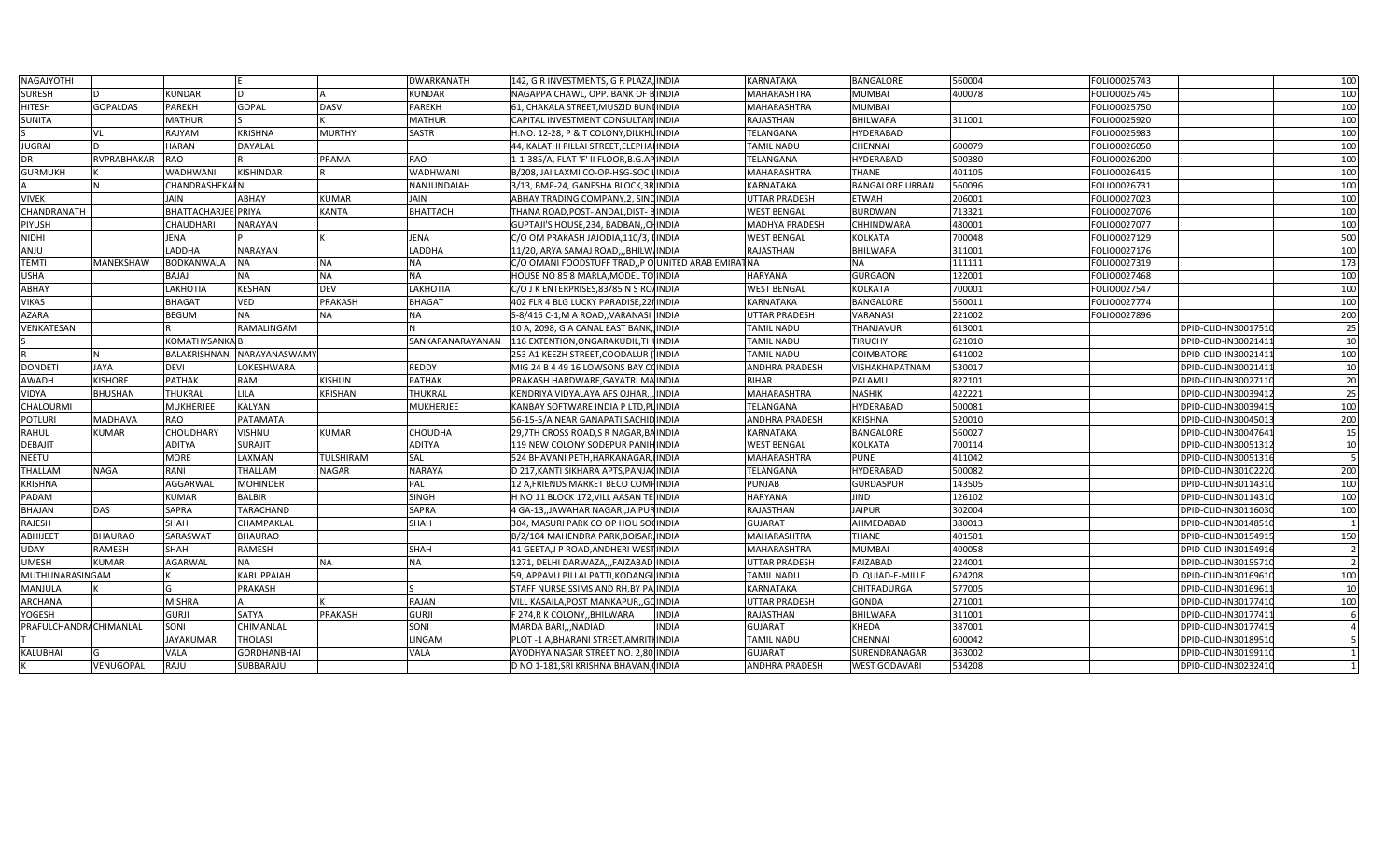| | | | | | | | | | | | | | | |
|---|---|---|---|---|---|---|---|---|---|---|---|---|---|---|
| NAGAJYOTHI | | | E | | DWARKANATH | 142, G R INVESTMENTS, G R PLAZA, | INDIA | KARNATAKA | BANGALORE | 560004 | FOLIO0025743 | | 100 |
| SURESH | D | KUNDAR | D | A | KUNDAR | NAGAPPA CHAWL, OPP. BANK OF B | INDIA | MAHARASHTRA | MUMBAI | 400078 | FOLIO0025745 | | 100 |
| HITESH | GOPALDAS | PAREKH | GOPAL | DASV | PAREKH | 61, CHAKALA STREET,MUSZID BUN | INDIA | MAHARASHTRA | MUMBAI | | FOLIO0025750 | | 100 |
| SUNITA | | MATHUR | S | K | MATHUR | CAPITAL INVESTMENT CONSULTAN | INDIA | RAJASTHAN | BHILWARA | 311001 | FOLIO0025920 | | 100 |
| S | VL | RAJYAM | KRISHNA | MURTHY | SASTR | H.NO. 12-28, P & T COLONY,DILKHU | INDIA | TELANGANA | HYDERABAD | | FOLIO0025983 | | 100 |
| JUGRAJ | D | HARAN | DAYALAL | | | 44, KALATHI PILLAI STREET,ELEPHA | INDIA | TAMIL NADU | CHENNAI | 600079 | FOLIO0026050 | | 100 |
| DR | RVPRABHAKAR | RAO | R | PRAMA | RAO | 1-1-385/A, FLAT 'F' II FLOOR,B.G.AP | INDIA | TELANGANA | HYDERABAD | 500380 | FOLIO0026200 | | 100 |
| GURMUKH | K | WADHWANI | KISHINDAR | R | WADHWANI | B/208, JAI LAXMI CO-OP-HSG-SOC L | INDIA | MAHARASHTRA | THANE | 401105 | FOLIO0026415 | | 100 |
| A | N | CHANDRASHEKAR | N | | NANJUNDAIAH | 3/13, BMP-24, GANESHA BLOCK,3R | INDIA | KARNATAKA | BANGALORE URBAN | 560096 | FOLIO0026731 | | 100 |
| VIVEK | | JAIN | ABHAY | KUMAR | JAIN | ABHAY TRADING COMPANY,2, SIND | INDIA | UTTAR PRADESH | ETWAH | 206001 | FOLIO0027023 | | 100 |
| CHANDRANATH | | BHATTACHARJEE | PRIYA | KANTA | BHATTACH | THANA ROAD,POST- ANDAL,DIST- B | INDIA | WEST BENGAL | BURDWAN | 713321 | FOLIO0027076 | | 100 |
| PIYUSH | | CHAUDHARI | NARAYAN | | | GUPTAJI'S HOUSE,234, BADBAN,,CH | INDIA | MADHYA PRADESH | CHHINDWARA | 480001 | FOLIO0027077 | | 100 |
| NIDHI | | JENA | P | K | JENA | C/O OM PRAKASH JAJODIA,110/3, | INDIA | WEST BENGAL | KOLKATA | 700048 | FOLIO0027129 | | 500 |
| ANJU | | LADDHA | NARAYAN | | LADDHA | 11/20, ARYA SAMAJ ROAD,,,BHILW | INDIA | RAJASTHAN | BHILWARA | 311001 | FOLIO0027176 | | 100 |
| TEMTI | MANEKSHAW | BODKANWALA | NA | NA | NA | C/O OMANI FOODSTUFF TRAD,,P O | UNITED ARAB EMIRATES | NA | NA | 111111 | FOLIO0027319 | | 173 |
| USHA | | BAJAJ | NA | NA | NA | HOUSE NO 85 8 MARLA,MODEL TO | INDIA | HARYANA | GURGAON | 122001 | FOLIO0027468 | | 100 |
| ABHAY | | LAKHOTIA | KESHAN | DEV | LAKHOTIA | C/O J K ENTERPRISES,83/85 N S RO | INDIA | WEST BENGAL | KOLKATA | 700001 | FOLIO0027547 | | 100 |
| VIKAS | | BHAGAT | VED | PRAKASH | BHAGAT | 402 FLR 4 BLG LUCKY PARADISE,22 | INDIA | KARNATAKA | BANGALORE | 560011 | FOLIO0027774 | | 100 |
| AZARA | | BEGUM | NA | NA | NA | S-8/416 C-1,M A ROAD,,VARANASI | INDIA | UTTAR PRADESH | VARANASI | 221002 | FOLIO0027896 | | 200 |
| VENKATESAN | | R | RAMALINGAM | | N | 10 A, 2098, G A CANAL EAST BANK, | INDIA | TAMIL NADU | THANJAVUR | 613001 | | DPID-CLID-IN30017510 | 25 |
| S | | KOMATHYSANKAR | B | | SANKARANARAYANAN | 116 EXTENTION,ONGARAKUDIL,TH | INDIA | TAMIL NADU | TIRUCHY | 621010 | | DPID-CLID-IN30021411 | 10 |
| R | N | BALAKRISHNAN | NARAYANASWAMY | | | 253 A1 KEEZH STREET,COODALUR ( | INDIA | TAMIL NADU | COIMBATORE | 641002 | | DPID-CLID-IN30021411 | 100 |
| DONDETI | JAYA | DEVI | LOKESHWARA | | REDDY | MIG 24 B 4 49 16 LOWSONS BAY C | INDIA | ANDHRA PRADESH | VISHAKHAPATNAM | 530017 | | DPID-CLID-IN30021411 | 10 |
| AWADH | KISHORE | PATHAK | RAM | KISHUN | PATHAK | PRAKASH HARDWARE,GAYATRI MA | INDIA | BIHAR | PALAMU | 822101 | | DPID-CLID-IN30027110 | 20 |
| VIDYA | BHUSHAN | THUKRAL | LILA | KRISHAN | THUKRAL | KENDRIYA VIDYALAYA AFS OJHAR,, | INDIA | MAHARASHTRA | NASHIK | 422221 | | DPID-CLID-IN30039412 | 25 |
| CHALOURMI | | MUKHERJEE | KALYAN | | MUKHERJEE | KANBAY SOFTWARE INDIA P LTD,PL | INDIA | TELANGANA | HYDERABAD | 500081 | | DPID-CLID-IN30039415 | 100 |
| POTLURI | MADHAVA | RAO | PATAMATA | | | 56-15-5/A NEAR GANAPATI,SACHID | INDIA | ANDHRA PRADESH | KRISHNA | 520010 | | DPID-CLID-IN30045013 | 200 |
| RAHUL | KUMAR | CHOUDHARY | VISHNU | KUMAR | CHOUDHA | 29,7TH CROSS ROAD,S R NAGAR,BA | INDIA | KARNATAKA | BANGALORE | 560027 | | DPID-CLID-IN30047641 | 15 |
| DEBAJIT | | ADITYA | SURAJIT | | ADITYA | 119 NEW COLONY SODEPUR PANIH | INDIA | WEST BENGAL | KOLKATA | 700114 | | DPID-CLID-IN30051312 | 10 |
| NEETU | | MORE | LAXMAN | TULSHIRAM | SAL | 524 BHAVANI PETH,HARKANAGAR, | INDIA | MAHARASHTRA | PUNE | 411042 | | DPID-CLID-IN30051316 | 5 |
| THALLAM | NAGA | RANI | THALLAM | NAGAR | NARAYA | D 217,KANTI SIKHARA APTS,PANJA | INDIA | TELANGANA | HYDERABAD | 500082 | | DPID-CLID-IN30102220 | 200 |
| KRISHNA | | AGGARWAL | MOHINDER | | PAL | 12 A,FRIENDS MARKET BECO COMP | INDIA | PUNJAB | GURDASPUR | 143505 | | DPID-CLID-IN30114310 | 100 |
| PADAM | | KUMAR | BALBIR | | SINGH | H NO 11 BLOCK 172,VILL AASAN TE | INDIA | HARYANA | JIND | 126102 | | DPID-CLID-IN30114310 | 100 |
| BHAJAN | DAS | SAPRA | TARACHAND | | SAPRA | 4 GA-13,,JAWAHAR NAGAR,,JAIPUR | INDIA | RAJASTHAN | JAIPUR | 302004 | | DPID-CLID-IN30116030 | 100 |
| RAJESH | | SHAH | CHAMPAKLAL | | SHAH | 304, MASURI PARK CO OP HOU SO | INDIA | GUJARAT | AHMEDABAD | 380013 | | DPID-CLID-IN30148510 | 1 |
| ABHIJEET | BHAURAO | SARASWAT | BHAURAO | | | B/2/104 MAHENDRA PARK,BOISAR, | INDIA | MAHARASHTRA | THANE | 401501 | | DPID-CLID-IN30154915 | 150 |
| UDAY | RAMESH | SHAH | RAMESH | | SHAH | 41 GEETA,J P ROAD,ANDHERI WEST | INDIA | MAHARASHTRA | MUMBAI | 400058 | | DPID-CLID-IN30154916 | 2 |
| UMESH | KUMAR | AGARWAL | NA | NA | NA | 1271, DELHI DARWAZA,,,FAIZABAD | INDIA | UTTAR PRADESH | FAIZABAD | 224001 | | DPID-CLID-IN30155710 | 2 |
| MUTHUNARASINGAM | | K | KARUPPAIAH | | | 59, APPAVU PILLAI PATTI,KODANGI | INDIA | TAMIL NADU | D. QUIAD-E-MILLE | 624208 | | DPID-CLID-IN30169610 | 100 |
| MANJULA | K | G | PRAKASH | | S | STAFF NURSE,SSIMS AND RH,BY PA | INDIA | KARNATAKA | CHITRADURGA | 577005 | | DPID-CLID-IN30169611 | 10 |
| ARCHANA | | MISHRA | A | K | RAJAN | VILL KASAILA,POST MANKAPUR,,G | INDIA | UTTAR PRADESH | GONDA | 271001 | | DPID-CLID-IN30177410 | 100 |
| YOGESH | | GURJI | SATYA | PRAKASH | GURJI | F 274,R K COLONY,,BHILWARA | INDIA | RAJASTHAN | BHILWARA | 311001 | | DPID-CLID-IN30177411 | 6 |
| PRAFULCHANDRA | CHIMANLAL | SONI | CHIMANLAL | | SONI | MARDA BARI,,,NADIAD | INDIA | GUJARAT | KHEDA | 387001 | | DPID-CLID-IN30177415 | 4 |
| T | | JAYAKUMAR | THOLASI | | LINGAM | PLOT -1 A,BHARANI STREET,AMRIT | INDIA | TAMIL NADU | CHENNAI | 600042 | | DPID-CLID-IN30189510 | 5 |
| KALUBHAI | G | VALA | GORDHANBHAI | | VALA | AYODHYA NAGAR STREET NO. 2,80 | INDIA | GUJARAT | SURENDRANAGAR | 363002 | | DPID-CLID-IN30199110 | 1 |
| K | VENUGOPAL | RAJU | SUBBARAJU | | | D NO 1-181,SRI KRISHNA BHAVAN, | INDIA | ANDHRA PRADESH | WEST GODAVARI | 534208 | | DPID-CLID-IN30232410 | 1 |